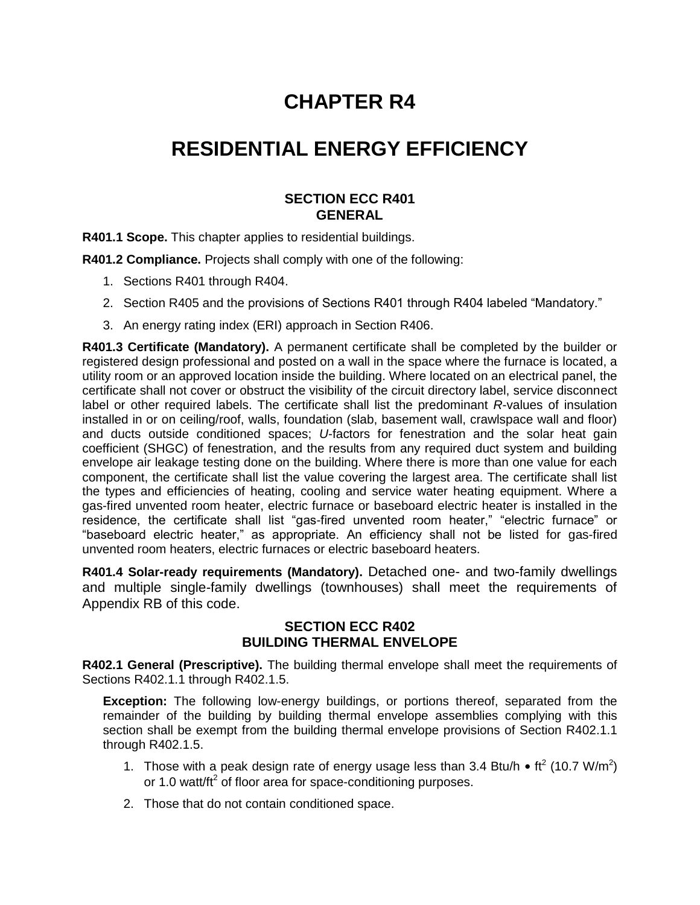# CHAPTER R4

# RESIDENTIAL ENERGY EFFICIENCY

## SECTION ECC R401
## GENERAL

**R401.1 Scope.** This chapter applies to residential buildings.

**R401.2 Compliance.** Projects shall comply with one of the following:

1. Sections R401 through R404.
2. Section R405 and the provisions of Sections R401 through R404 labeled "Mandatory."
3. An energy rating index (ERI) approach in Section R406.

**R401.3 Certificate (Mandatory).** A permanent certificate shall be completed by the builder or registered design professional and posted on a wall in the space where the furnace is located, a utility room or an approved location inside the building. Where located on an electrical panel, the certificate shall not cover or obstruct the visibility of the circuit directory label, service disconnect label or other required labels. The certificate shall list the predominant *R*-values of insulation installed in or on ceiling/roof, walls, foundation (slab, basement wall, crawlspace wall and floor) and ducts outside conditioned spaces; *U*-factors for fenestration and the solar heat gain coefficient (SHGC) of fenestration, and the results from any required duct system and building envelope air leakage testing done on the building. Where there is more than one value for each component, the certificate shall list the value covering the largest area. The certificate shall list the types and efficiencies of heating, cooling and service water heating equipment. Where a gas-fired unvented room heater, electric furnace or baseboard electric heater is installed in the residence, the certificate shall list "gas-fired unvented room heater," "electric furnace" or "baseboard electric heater," as appropriate. An efficiency shall not be listed for gas-fired unvented room heaters, electric furnaces or electric baseboard heaters.

**R401.4 Solar-ready requirements (Mandatory).** Detached one- and two-family dwellings and multiple single-family dwellings (townhouses) shall meet the requirements of Appendix RB of this code.

## SECTION ECC R402
## BUILDING THERMAL ENVELOPE

**R402.1 General (Prescriptive).** The building thermal envelope shall meet the requirements of Sections R402.1.1 through R402.1.5.

> **Exception:** The following low-energy buildings, or portions thereof, separated from the remainder of the building by building thermal envelope assemblies complying with this section shall be exempt from the building thermal envelope provisions of Section R402.1.1 through R402.1.5.
>
> 1. Those with a peak design rate of energy usage less than 3.4 Btu/h • $ft^2$ (10.7 $W/m^2$) or 1.0 $watt/ft^2$ of floor area for space-conditioning purposes.
> 2. Those that do not contain conditioned space.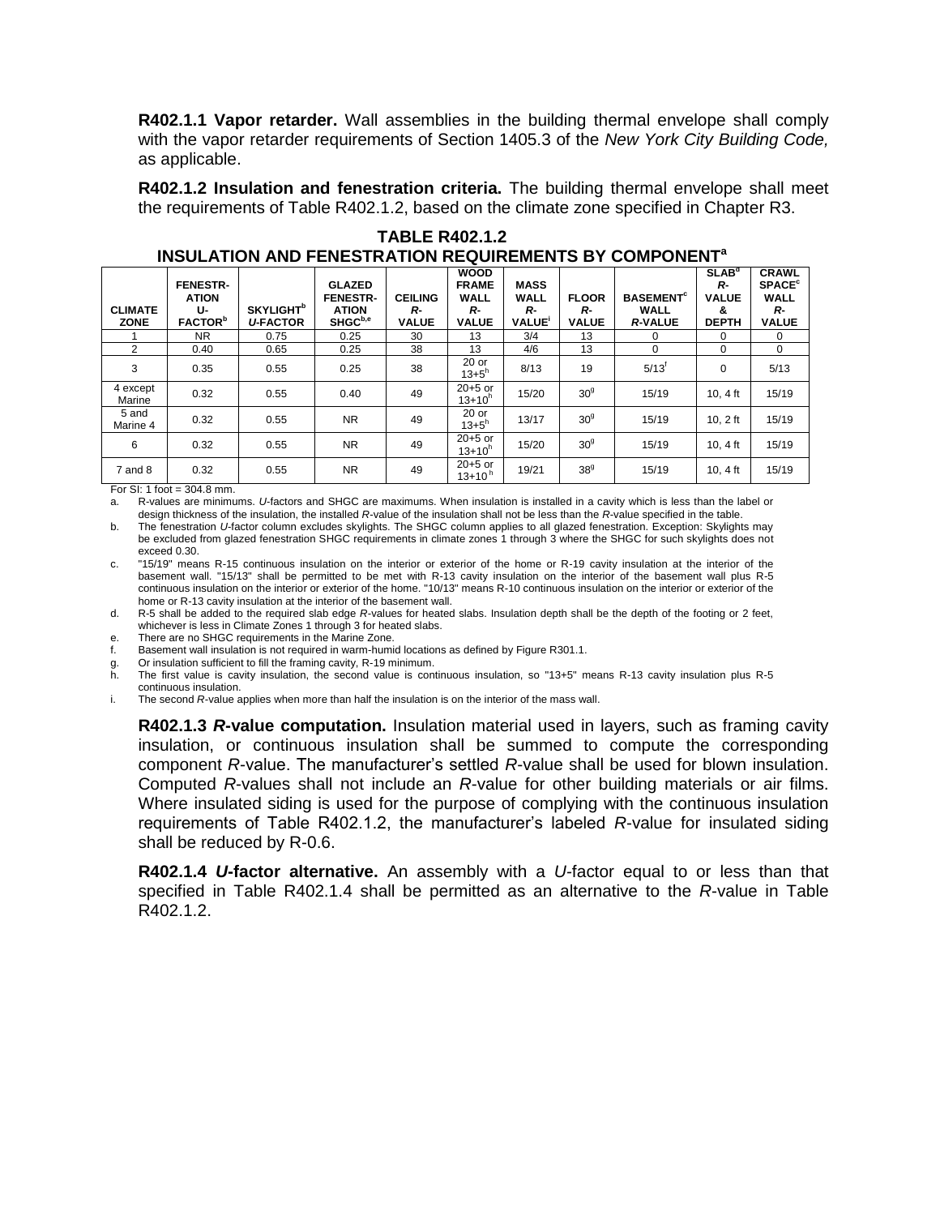**R402.1.1 Vapor retarder.** Wall assemblies in the building thermal envelope shall comply with the vapor retarder requirements of Section 1405.3 of the *New York City Building Code,* as applicable.

**R402.1.2 Insulation and fenestration criteria.** The building thermal envelope shall meet the requirements of Table R402.1.2, based on the climate zone specified in Chapter R3.

**TABLE R402.1.2**
**INSULATION AND FENESTRATION REQUIREMENTS BY COMPONENT[a]**

| CLIMATE ZONE | FENESTRATION U-FACTOR[b] | SKYLIGHT[b] *U*-FACTOR | GLAZED FENESTRATION SHGC[b,e] | CEILING *R*-VALUE | WOOD FRAME WALL *R*-VALUE | MASS WALL *R*-VALUE[i] | FLOOR *R*-VALUE | BASEMENT[c] WALL *R*-VALUE | SLAB[d] *R*-VALUE & DEPTH | CRAWL SPACE[c] WALL *R*-VALUE |
|---|---|---|---|---|---|---|---|---|---|---|
| 1 | NR | 0.75 | 0.25 | 30 | 13 | 3/4 | 13 | 0 | 0 | 0 |
| 2 | 0.40 | 0.65 | 0.25 | 38 | 13 | 4/6 | 13 | 0 | 0 | 0 |
| 3 | 0.35 | 0.55 | 0.25 | 38 | 20 or 13+5[h] | 8/13 | 19 | 5/13[f] | 0 | 5/13 |
| 4 except Marine | 0.32 | 0.55 | 0.40 | 49 | 20+5 or 13+10[h] | 15/20 | 30[g] | 15/19 | 10, 4 ft | 15/19 |
| 5 and Marine 4 | 0.32 | 0.55 | NR | 49 | 20 or 13+5[h] | 13/17 | 30[g] | 15/19 | 10, 2 ft | 15/19 |
| 6 | 0.32 | 0.55 | NR | 49 | 20+5 or 13+10[h] | 15/20 | 30[g] | 15/19 | 10, 4 ft | 15/19 |
| 7 and 8 | 0.32 | 0.55 | NR | 49 | 20+5 or 13+10[h] | 19/21 | 38[g] | 15/19 | 10, 4 ft | 15/19 |

For SI: 1 foot = 304.8 mm.

a. R-values are minimums. *U*-factors and SHGC are maximums. When insulation is installed in a cavity which is less than the label or design thickness of the insulation, the installed *R*-value of the insulation shall not be less than the *R*-value specified in the table.

b. The fenestration *U*-factor column excludes skylights. The SHGC column applies to all glazed fenestration. Exception: Skylights may be excluded from glazed fenestration SHGC requirements in climate zones 1 through 3 where the SHGC for such skylights does not exceed 0.30.

c. "15/19" means R-15 continuous insulation on the interior or exterior of the home or R-19 cavity insulation at the interior of the basement wall. "15/13" shall be permitted to be met with R-13 cavity insulation on the interior of the basement wall plus R-5 continuous insulation on the interior or exterior of the home. "10/13" means R-10 continuous insulation on the interior or exterior of the home or R-13 cavity insulation at the interior of the basement wall.

d. R-5 shall be added to the required slab edge *R*-values for heated slabs. Insulation depth shall be the depth of the footing or 2 feet, whichever is less in Climate Zones 1 through 3 for heated slabs.

e. There are no SHGC requirements in the Marine Zone.

f. Basement wall insulation is not required in warm-humid locations as defined by Figure R301.1.

g. Or insulation sufficient to fill the framing cavity, R-19 minimum.

h. The first value is cavity insulation, the second value is continuous insulation, so "13+5" means R-13 cavity insulation plus R-5 continuous insulation.

i. The second *R*-value applies when more than half the insulation is on the interior of the mass wall.

**R402.1.3 *R*-value computation.** Insulation material used in layers, such as framing cavity insulation, or continuous insulation shall be summed to compute the corresponding component *R*-value. The manufacturer's settled *R*-value shall be used for blown insulation. Computed *R*-values shall not include an *R*-value for other building materials or air films. Where insulated siding is used for the purpose of complying with the continuous insulation requirements of Table R402.1.2, the manufacturer's labeled *R*-value for insulated siding shall be reduced by R-0.6.

**R402.1.4 *U*-factor alternative.** An assembly with a *U*-factor equal to or less than that specified in Table R402.1.4 shall be permitted as an alternative to the *R*-value in Table R402.1.2.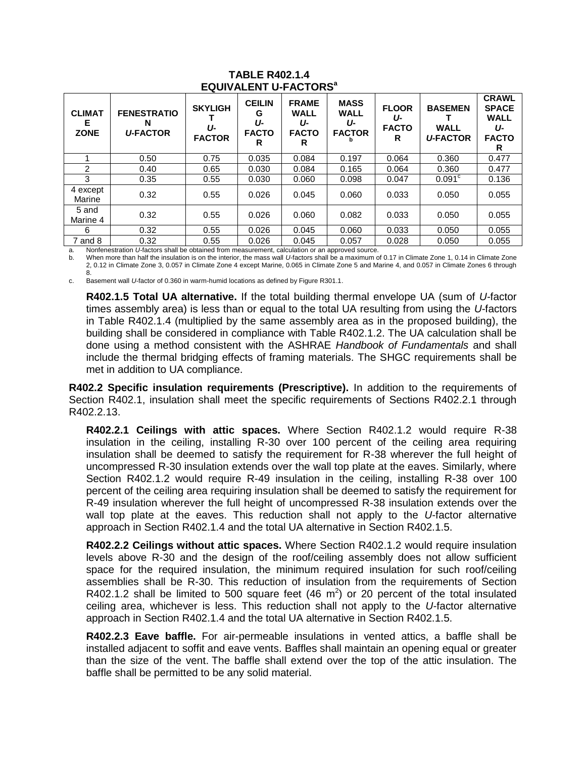**TABLE R402.1.4**
**EQUIVALENT U-FACTORS[a]**

| CLIMATE ZONE | FENESTRATION *U*-FACTOR | SKYLIGHT *U*-FACTOR | CEILING *U*-FACTOR | FRAME WALL *U*-FACTOR | MASS WALL *U*-FACTOR[b] | FLOOR *U*-FACTOR | BASEMENT WALL *U*-FACTOR | CRAWL SPACE WALL *U*-FACTOR |
|---|---|---|---|---|---|---|---|---|
| 1 | 0.50 | 0.75 | 0.035 | 0.084 | 0.197 | 0.064 | 0.360 | 0.477 |
| 2 | 0.40 | 0.65 | 0.030 | 0.084 | 0.165 | 0.064 | 0.360 | 0.477 |
| 3 | 0.35 | 0.55 | 0.030 | 0.060 | 0.098 | 0.047 | 0.091[c] | 0.136 |
| 4 except Marine | 0.32 | 0.55 | 0.026 | 0.045 | 0.060 | 0.033 | 0.050 | 0.055 |
| 5 and Marine 4 | 0.32 | 0.55 | 0.026 | 0.060 | 0.082 | 0.033 | 0.050 | 0.055 |
| 6 | 0.32 | 0.55 | 0.026 | 0.045 | 0.060 | 0.033 | 0.050 | 0.055 |
| 7 and 8 | 0.32 | 0.55 | 0.026 | 0.045 | 0.057 | 0.028 | 0.050 | 0.055 |

a. Nonfenestration *U*-factors shall be obtained from measurement, calculation or an approved source.

b. When more than half the insulation is on the interior, the mass wall *U*-factors shall be a maximum of 0.17 in Climate Zone 1, 0.14 in Climate Zone 2, 0.12 in Climate Zone 3, 0.057 in Climate Zone 4 except Marine, 0.065 in Climate Zone 5 and Marine 4, and 0.057 in Climate Zones 6 through 8.

c. Basement wall *U*-factor of 0.360 in warm-humid locations as defined by Figure R301.1.

**R402.1.5 Total UA alternative.** If the total building thermal envelope UA (sum of *U*-factor times assembly area) is less than or equal to the total UA resulting from using the *U*-factors in Table R402.1.4 (multiplied by the same assembly area as in the proposed building), the building shall be considered in compliance with Table R402.1.2. The UA calculation shall be done using a method consistent with the ASHRAE *Handbook of Fundamentals* and shall include the thermal bridging effects of framing materials. The SHGC requirements shall be met in addition to UA compliance.

**R402.2 Specific insulation requirements (Prescriptive).** In addition to the requirements of Section R402.1, insulation shall meet the specific requirements of Sections R402.2.1 through R402.2.13.

**R402.2.1 Ceilings with attic spaces.** Where Section R402.1.2 would require R-38 insulation in the ceiling, installing R-30 over 100 percent of the ceiling area requiring insulation shall be deemed to satisfy the requirement for R-38 wherever the full height of uncompressed R-30 insulation extends over the wall top plate at the eaves. Similarly, where Section R402.1.2 would require R-49 insulation in the ceiling, installing R-38 over 100 percent of the ceiling area requiring insulation shall be deemed to satisfy the requirement for R-49 insulation wherever the full height of uncompressed R-38 insulation extends over the wall top plate at the eaves. This reduction shall not apply to the *U*-factor alternative approach in Section R402.1.4 and the total UA alternative in Section R402.1.5.

**R402.2.2 Ceilings without attic spaces.** Where Section R402.1.2 would require insulation levels above R-30 and the design of the roof/ceiling assembly does not allow sufficient space for the required insulation, the minimum required insulation for such roof/ceiling assemblies shall be R-30. This reduction of insulation from the requirements of Section R402.1.2 shall be limited to 500 square feet (46 $m^2$) or 20 percent of the total insulated ceiling area, whichever is less. This reduction shall not apply to the *U*-factor alternative approach in Section R402.1.4 and the total UA alternative in Section R402.1.5.

**R402.2.3 Eave baffle.** For air-permeable insulations in vented attics, a baffle shall be installed adjacent to soffit and eave vents. Baffles shall maintain an opening equal or greater than the size of the vent. The baffle shall extend over the top of the attic insulation. The baffle shall be permitted to be any solid material.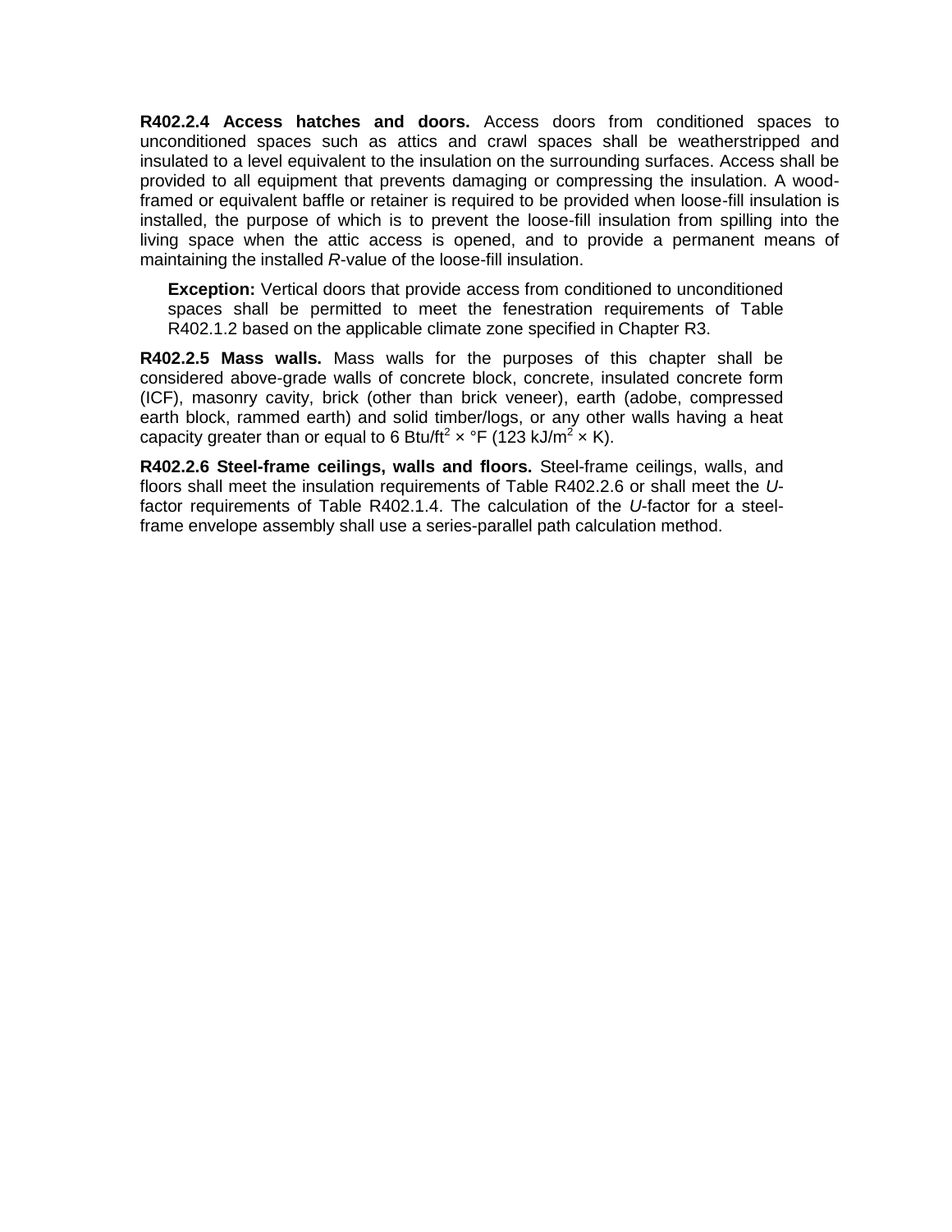**R402.2.4 Access hatches and doors.** Access doors from conditioned spaces to unconditioned spaces such as attics and crawl spaces shall be weatherstripped and insulated to a level equivalent to the insulation on the surrounding surfaces. Access shall be provided to all equipment that prevents damaging or compressing the insulation. A wood-framed or equivalent baffle or retainer is required to be provided when loose-fill insulation is installed, the purpose of which is to prevent the loose-fill insulation from spilling into the living space when the attic access is opened, and to provide a permanent means of maintaining the installed *R*-value of the loose-fill insulation.

> **Exception:** Vertical doors that provide access from conditioned to unconditioned spaces shall be permitted to meet the fenestration requirements of Table R402.1.2 based on the applicable climate zone specified in Chapter R3.

**R402.2.5 Mass walls.** Mass walls for the purposes of this chapter shall be considered above-grade walls of concrete block, concrete, insulated concrete form (ICF), masonry cavity, brick (other than brick veneer), earth (adobe, compressed earth block, rammed earth) and solid timber/logs, or any other walls having a heat capacity greater than or equal to 6 $Btu/ft^2 \times °F$ (123 $kJ/m^2 \times K$).

**R402.2.6 Steel-frame ceilings, walls and floors.** Steel-frame ceilings, walls, and floors shall meet the insulation requirements of Table R402.2.6 or shall meet the *U*-factor requirements of Table R402.1.4. The calculation of the *U*-factor for a steel-frame envelope assembly shall use a series-parallel path calculation method.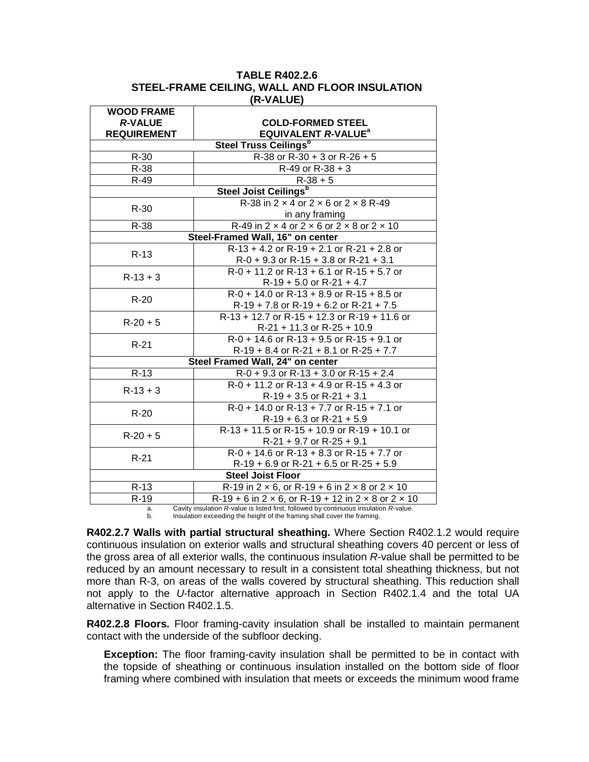**TABLE R402.2.6**
**STEEL-FRAME CEILING, WALL AND FLOOR INSULATION (R-VALUE)**

| WOOD FRAME *R*-VALUE REQUIREMENT | COLD-FORMED STEEL EQUIVALENT *R*-VALUE[a] |
|---|---|
| **Steel Truss Ceilings[b]** | |
| R-30 | R-38 or R-30 + 3 or R-26 + 5 |
| R-38 | R-49 or R-38 + 3 |
| R-49 | R-38 + 5 |
| **Steel Joist Ceilings[b]** | |
| R-30 | R-38 in 2 × 4 or 2 × 6 or 2 × 8 R-49 in any framing |
| R-38 | R-49 in 2 × 4 or 2 × 6 or 2 × 8 or 2 × 10 |
| **Steel-Framed Wall, 16" on center** | |
| R-13 | R-13 + 4.2 or R-19 + 2.1 or R-21 + 2.8 or R-0 + 9.3 or R-15 + 3.8 or R-21 + 3.1 |
| R-13 + 3 | R-0 + 11.2 or R-13 + 6.1 or R-15 + 5.7 or R-19 + 5.0 or R-21 + 4.7 |
| R-20 | R-0 + 14.0 or R-13 + 8.9 or R-15 + 8.5 or R-19 + 7.8 or R-19 + 6.2 or R-21 + 7.5 |
| R-20 + 5 | R-13 + 12.7 or R-15 + 12.3 or R-19 + 11.6 or R-21 + 11.3 or R-25 + 10.9 |
| R-21 | R-0 + 14.6 or R-13 + 9.5 or R-15 + 9.1 or R-19 + 8.4 or R-21 + 8.1 or R-25 + 7.7 |
| **Steel Framed Wall, 24" on center** | |
| R-13 | R-0 + 9.3 or R-13 + 3.0 or R-15 + 2.4 |
| R-13 + 3 | R-0 + 11.2 or R-13 + 4.9 or R-15 + 4.3 or R-19 + 3.5 or R-21 + 3.1 |
| R-20 | R-0 + 14.0 or R-13 + 7.7 or R-15 + 7.1 or R-19 + 6.3 or R-21 + 5.9 |
| R-20 + 5 | R-13 + 11.5 or R-15 + 10.9 or R-19 + 10.1 or R-21 + 9.7 or R-25 + 9.1 |
| R-21 | R-0 + 14.6 or R-13 + 8.3 or R-15 + 7.7 or R-19 + 6.9 or R-21 + 6.5 or R-25 + 5.9 |
| **Steel Joist Floor** | |
| R-13 | R-19 in 2 × 6, or R-19 + 6 in 2 × 8 or 2 × 10 |
| R-19 | R-19 + 6 in 2 × 6, or R-19 + 12 in 2 × 8 or 2 × 10 |

a. Cavity insulation *R*-value is listed first, followed by continuous insulation *R*-value.
b. Insulation exceeding the height of the framing shall cover the framing.

**R402.2.7 Walls with partial structural sheathing.** Where Section R402.1.2 would require continuous insulation on exterior walls and structural sheathing covers 40 percent or less of the gross area of all exterior walls, the continuous insulation *R*-value shall be permitted to be reduced by an amount necessary to result in a consistent total sheathing thickness, but not more than R-3, on areas of the walls covered by structural sheathing. This reduction shall not apply to the *U*-factor alternative approach in Section R402.1.4 and the total UA alternative in Section R402.1.5.

**R402.2.8 Floors.** Floor framing-cavity insulation shall be installed to maintain permanent contact with the underside of the subfloor decking.

> **Exception:** The floor framing-cavity insulation shall be permitted to be in contact with the topside of sheathing or continuous insulation installed on the bottom side of floor framing where combined with insulation that meets or exceeds the minimum wood frame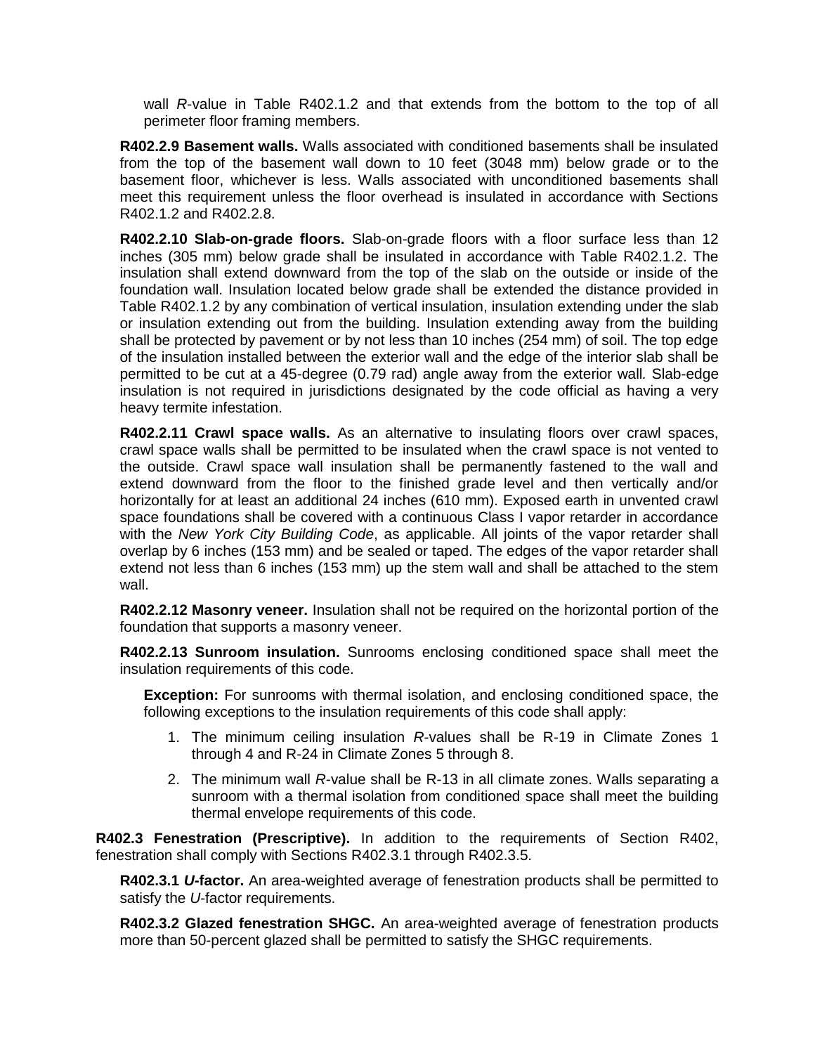wall *R*-value in Table R402.1.2 and that extends from the bottom to the top of all perimeter floor framing members.

**R402.2.9 Basement walls.** Walls associated with conditioned basements shall be insulated from the top of the basement wall down to 10 feet (3048 mm) below grade or to the basement floor, whichever is less. Walls associated with unconditioned basements shall meet this requirement unless the floor overhead is insulated in accordance with Sections R402.1.2 and R402.2.8.

**R402.2.10 Slab-on-grade floors.** Slab-on-grade floors with a floor surface less than 12 inches (305 mm) below grade shall be insulated in accordance with Table R402.1.2. The insulation shall extend downward from the top of the slab on the outside or inside of the foundation wall. Insulation located below grade shall be extended the distance provided in Table R402.1.2 by any combination of vertical insulation, insulation extending under the slab or insulation extending out from the building. Insulation extending away from the building shall be protected by pavement or by not less than 10 inches (254 mm) of soil. The top edge of the insulation installed between the exterior wall and the edge of the interior slab shall be permitted to be cut at a 45-degree (0.79 rad) angle away from the exterior wall. Slab-edge insulation is not required in jurisdictions designated by the code official as having a very heavy termite infestation.

**R402.2.11 Crawl space walls.** As an alternative to insulating floors over crawl spaces, crawl space walls shall be permitted to be insulated when the crawl space is not vented to the outside. Crawl space wall insulation shall be permanently fastened to the wall and extend downward from the floor to the finished grade level and then vertically and/or horizontally for at least an additional 24 inches (610 mm). Exposed earth in unvented crawl space foundations shall be covered with a continuous Class I vapor retarder in accordance with the *New York City Building Code*, as applicable. All joints of the vapor retarder shall overlap by 6 inches (153 mm) and be sealed or taped. The edges of the vapor retarder shall extend not less than 6 inches (153 mm) up the stem wall and shall be attached to the stem wall.

**R402.2.12 Masonry veneer.** Insulation shall not be required on the horizontal portion of the foundation that supports a masonry veneer.

**R402.2.13 Sunroom insulation.** Sunrooms enclosing conditioned space shall meet the insulation requirements of this code.

**Exception:** For sunrooms with thermal isolation, and enclosing conditioned space, the following exceptions to the insulation requirements of this code shall apply:

1. The minimum ceiling insulation *R*-values shall be R-19 in Climate Zones 1 through 4 and R-24 in Climate Zones 5 through 8.
2. The minimum wall *R*-value shall be R-13 in all climate zones. Walls separating a sunroom with a thermal isolation from conditioned space shall meet the building thermal envelope requirements of this code.

**R402.3 Fenestration (Prescriptive).** In addition to the requirements of Section R402, fenestration shall comply with Sections R402.3.1 through R402.3.5.

**R402.3.1 *U*-factor.** An area-weighted average of fenestration products shall be permitted to satisfy the *U*-factor requirements.

**R402.3.2 Glazed fenestration SHGC.** An area-weighted average of fenestration products more than 50-percent glazed shall be permitted to satisfy the SHGC requirements.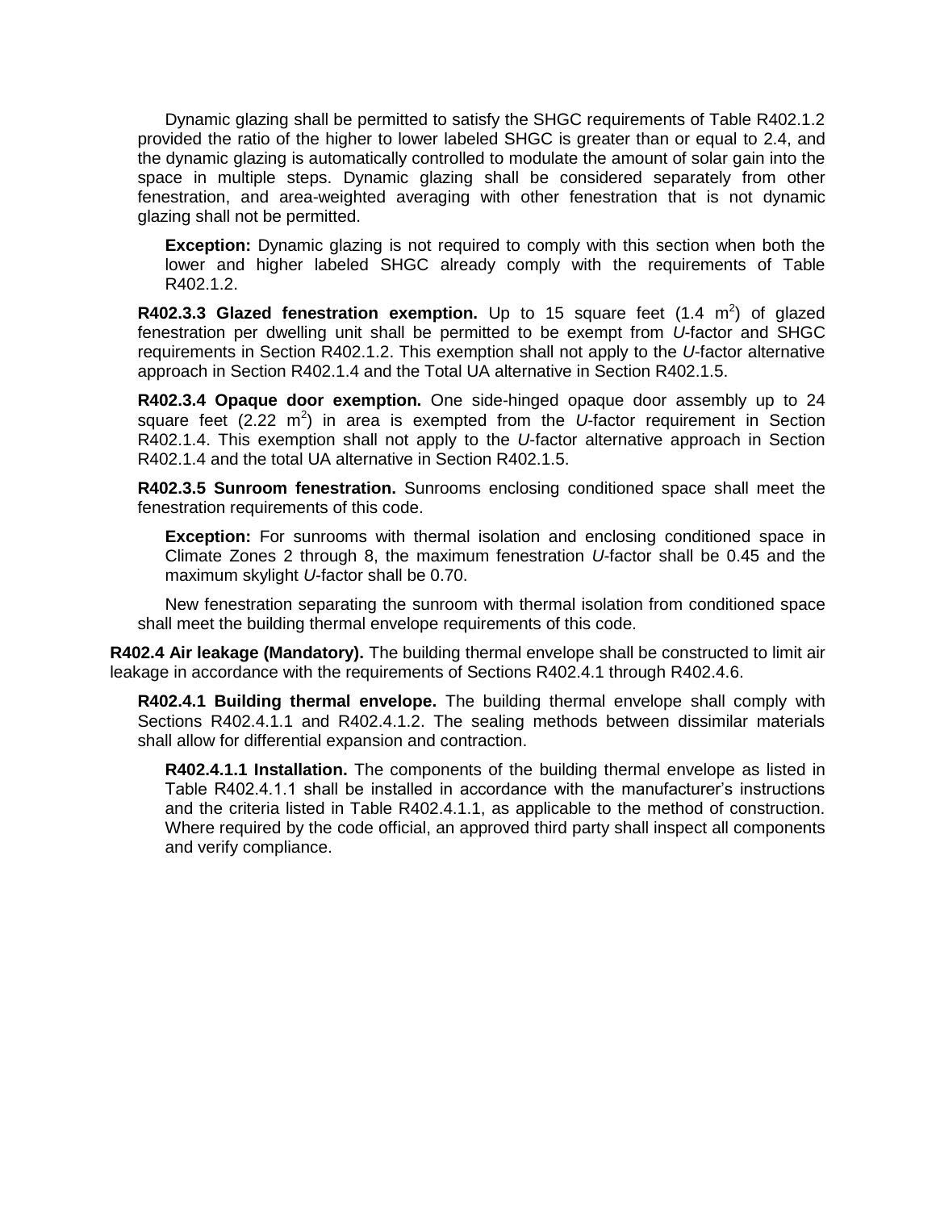Dynamic glazing shall be permitted to satisfy the SHGC requirements of Table R402.1.2 provided the ratio of the higher to lower labeled SHGC is greater than or equal to 2.4, and the dynamic glazing is automatically controlled to modulate the amount of solar gain into the space in multiple steps. Dynamic glazing shall be considered separately from other fenestration, and area-weighted averaging with other fenestration that is not dynamic glazing shall not be permitted.

**Exception:** Dynamic glazing is not required to comply with this section when both the lower and higher labeled SHGC already comply with the requirements of Table R402.1.2.

**R402.3.3 Glazed fenestration exemption.** Up to 15 square feet (1.4 $m^2$) of glazed fenestration per dwelling unit shall be permitted to be exempt from *U*-factor and SHGC requirements in Section R402.1.2. This exemption shall not apply to the *U*-factor alternative approach in Section R402.1.4 and the Total UA alternative in Section R402.1.5.

**R402.3.4 Opaque door exemption.** One side-hinged opaque door assembly up to 24 square feet (2.22 $m^2$) in area is exempted from the *U*-factor requirement in Section R402.1.4. This exemption shall not apply to the *U*-factor alternative approach in Section R402.1.4 and the total UA alternative in Section R402.1.5.

**R402.3.5 Sunroom fenestration.** Sunrooms enclosing conditioned space shall meet the fenestration requirements of this code.

**Exception:** For sunrooms with thermal isolation and enclosing conditioned space in Climate Zones 2 through 8, the maximum fenestration *U*-factor shall be 0.45 and the maximum skylight *U*-factor shall be 0.70.

New fenestration separating the sunroom with thermal isolation from conditioned space shall meet the building thermal envelope requirements of this code.

**R402.4 Air leakage (Mandatory).** The building thermal envelope shall be constructed to limit air leakage in accordance with the requirements of Sections R402.4.1 through R402.4.6.

**R402.4.1 Building thermal envelope.** The building thermal envelope shall comply with Sections R402.4.1.1 and R402.4.1.2. The sealing methods between dissimilar materials shall allow for differential expansion and contraction.

**R402.4.1.1 Installation.** The components of the building thermal envelope as listed in Table R402.4.1.1 shall be installed in accordance with the manufacturer's instructions and the criteria listed in Table R402.4.1.1, as applicable to the method of construction. Where required by the code official, an approved third party shall inspect all components and verify compliance.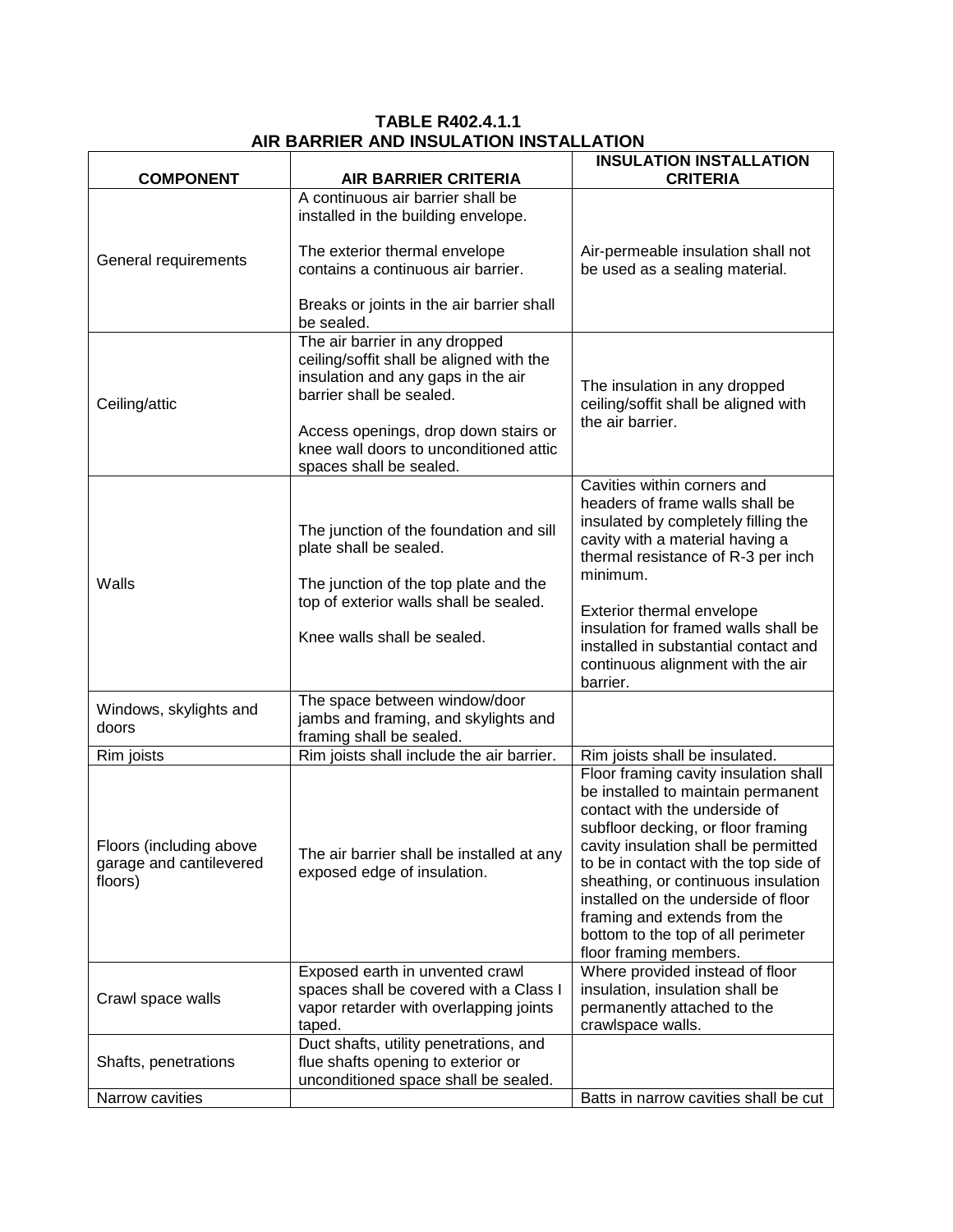**TABLE R402.4.1.1**
**AIR BARRIER AND INSULATION INSTALLATION**

| COMPONENT | AIR BARRIER CRITERIA | INSULATION INSTALLATION CRITERIA |
|---|---|---|
| General requirements | A continuous air barrier shall be installed in the building envelope.<br><br>The exterior thermal envelope contains a continuous air barrier.<br><br>Breaks or joints in the air barrier shall be sealed. | Air-permeable insulation shall not be used as a sealing material. |
| Ceiling/attic | The air barrier in any dropped ceiling/soffit shall be aligned with the insulation and any gaps in the air barrier shall be sealed.<br><br>Access openings, drop down stairs or knee wall doors to unconditioned attic spaces shall be sealed. | The insulation in any dropped ceiling/soffit shall be aligned with the air barrier. |
| Walls | The junction of the foundation and sill plate shall be sealed.<br><br>The junction of the top plate and the top of exterior walls shall be sealed.<br><br>Knee walls shall be sealed. | Cavities within corners and headers of frame walls shall be insulated by completely filling the cavity with a material having a thermal resistance of R-3 per inch minimum.<br><br>Exterior thermal envelope insulation for framed walls shall be installed in substantial contact and continuous alignment with the air barrier. |
| Windows, skylights and doors | The space between window/door jambs and framing, and skylights and framing shall be sealed. | |
| Rim joists | Rim joists shall include the air barrier. | Rim joists shall be insulated. |
| Floors (including above garage and cantilevered floors) | The air barrier shall be installed at any exposed edge of insulation. | Floor framing cavity insulation shall be installed to maintain permanent contact with the underside of subfloor decking, or floor framing cavity insulation shall be permitted to be in contact with the top side of sheathing, or continuous insulation installed on the underside of floor framing and extends from the bottom to the top of all perimeter floor framing members. |
| Crawl space walls | Exposed earth in unvented crawl spaces shall be covered with a Class I vapor retarder with overlapping joints taped. | Where provided instead of floor insulation, insulation shall be permanently attached to the crawlspace walls. |
| Shafts, penetrations | Duct shafts, utility penetrations, and flue shafts opening to exterior or unconditioned space shall be sealed. | |
| Narrow cavities | | Batts in narrow cavities shall be cut |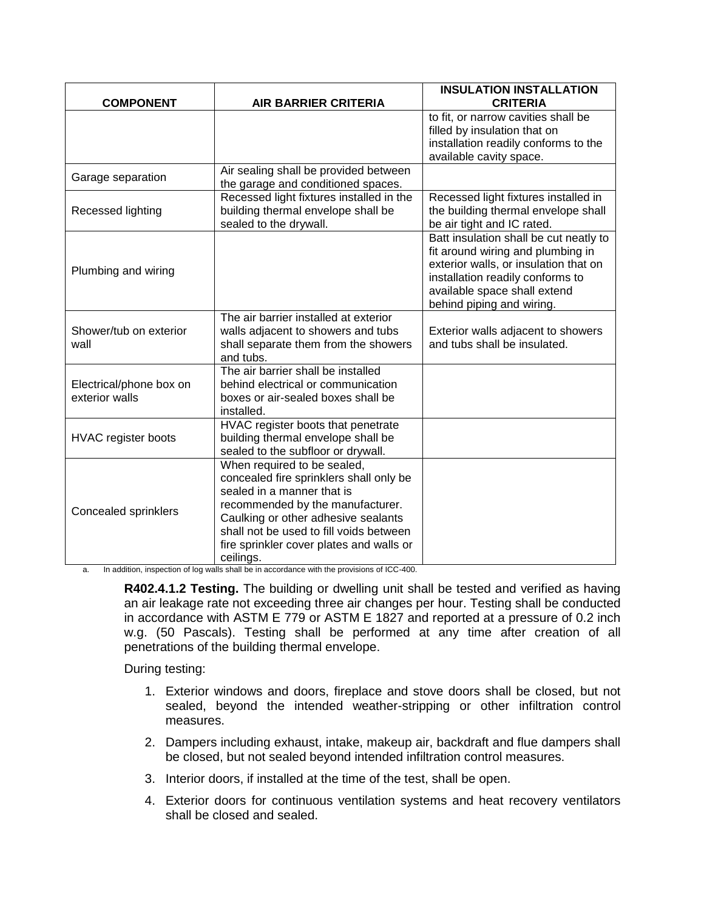| COMPONENT | AIR BARRIER CRITERIA | INSULATION INSTALLATION CRITERIA |
|---|---|---|
| | | to fit, or narrow cavities shall be filled by insulation that on installation readily conforms to the available cavity space. |
| Garage separation | Air sealing shall be provided between the garage and conditioned spaces. | |
| Recessed lighting | Recessed light fixtures installed in the building thermal envelope shall be sealed to the drywall. | Recessed light fixtures installed in the building thermal envelope shall be air tight and IC rated. |
| Plumbing and wiring | | Batt insulation shall be cut neatly to fit around wiring and plumbing in exterior walls, or insulation that on installation readily conforms to available space shall extend behind piping and wiring. |
| Shower/tub on exterior wall | The air barrier installed at exterior walls adjacent to showers and tubs shall separate them from the showers and tubs. | Exterior walls adjacent to showers and tubs shall be insulated. |
| Electrical/phone box on exterior walls | The air barrier shall be installed behind electrical or communication boxes or air-sealed boxes shall be installed. | |
| HVAC register boots | HVAC register boots that penetrate building thermal envelope shall be sealed to the subfloor or drywall. | |
| Concealed sprinklers | When required to be sealed, concealed fire sprinklers shall only be sealed in a manner that is recommended by the manufacturer. Caulking or other adhesive sealants shall not be used to fill voids between fire sprinkler cover plates and walls or ceilings. | |

a. In addition, inspection of log walls shall be in accordance with the provisions of ICC-400.

**R402.4.1.2 Testing.** The building or dwelling unit shall be tested and verified as having an air leakage rate not exceeding three air changes per hour. Testing shall be conducted in accordance with ASTM E 779 or ASTM E 1827 and reported at a pressure of 0.2 inch w.g. (50 Pascals). Testing shall be performed at any time after creation of all penetrations of the building thermal envelope.

During testing:

1. Exterior windows and doors, fireplace and stove doors shall be closed, but not sealed, beyond the intended weather-stripping or other infiltration control measures.
2. Dampers including exhaust, intake, makeup air, backdraft and flue dampers shall be closed, but not sealed beyond intended infiltration control measures.
3. Interior doors, if installed at the time of the test, shall be open.
4. Exterior doors for continuous ventilation systems and heat recovery ventilators shall be closed and sealed.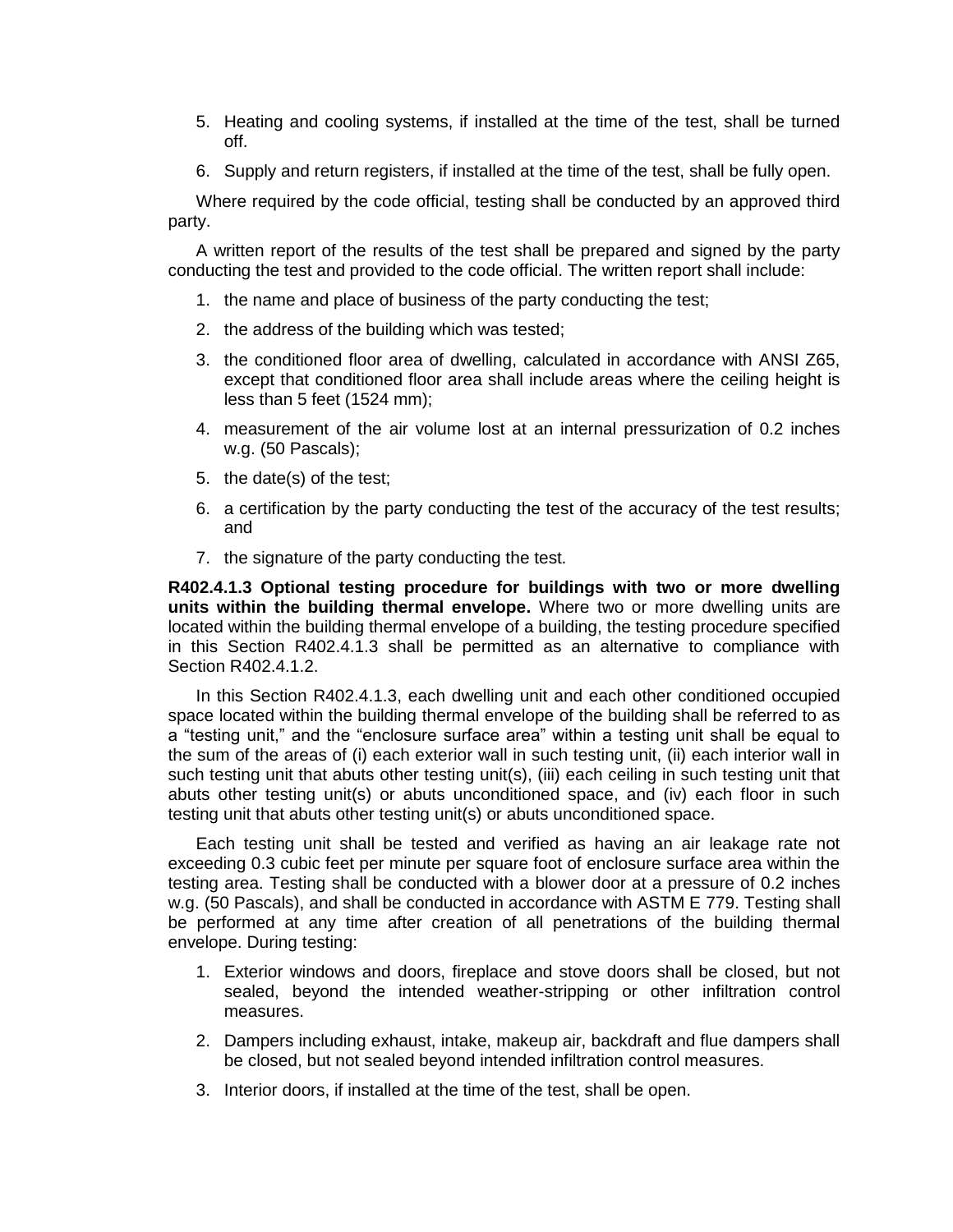5. Heating and cooling systems, if installed at the time of the test, shall be turned off.

6. Supply and return registers, if installed at the time of the test, shall be fully open.

Where required by the code official, testing shall be conducted by an approved third party.

A written report of the results of the test shall be prepared and signed by the party conducting the test and provided to the code official. The written report shall include:

1. the name and place of business of the party conducting the test;

2. the address of the building which was tested;

3. the conditioned floor area of dwelling, calculated in accordance with ANSI Z65, except that conditioned floor area shall include areas where the ceiling height is less than 5 feet (1524 mm);

4. measurement of the air volume lost at an internal pressurization of 0.2 inches w.g. (50 Pascals);

5. the date(s) of the test;

6. a certification by the party conducting the test of the accuracy of the test results; and

7. the signature of the party conducting the test.

**R402.4.1.3 Optional testing procedure for buildings with two or more dwelling units within the building thermal envelope.** Where two or more dwelling units are located within the building thermal envelope of a building, the testing procedure specified in this Section R402.4.1.3 shall be permitted as an alternative to compliance with Section R402.4.1.2.

In this Section R402.4.1.3, each dwelling unit and each other conditioned occupied space located within the building thermal envelope of the building shall be referred to as a "testing unit," and the "enclosure surface area" within a testing unit shall be equal to the sum of the areas of (i) each exterior wall in such testing unit, (ii) each interior wall in such testing unit that abuts other testing unit(s), (iii) each ceiling in such testing unit that abuts other testing unit(s) or abuts unconditioned space, and (iv) each floor in such testing unit that abuts other testing unit(s) or abuts unconditioned space.

Each testing unit shall be tested and verified as having an air leakage rate not exceeding 0.3 cubic feet per minute per square foot of enclosure surface area within the testing area. Testing shall be conducted with a blower door at a pressure of 0.2 inches w.g. (50 Pascals), and shall be conducted in accordance with ASTM E 779. Testing shall be performed at any time after creation of all penetrations of the building thermal envelope. During testing:

1. Exterior windows and doors, fireplace and stove doors shall be closed, but not sealed, beyond the intended weather-stripping or other infiltration control measures.

2. Dampers including exhaust, intake, makeup air, backdraft and flue dampers shall be closed, but not sealed beyond intended infiltration control measures.

3. Interior doors, if installed at the time of the test, shall be open.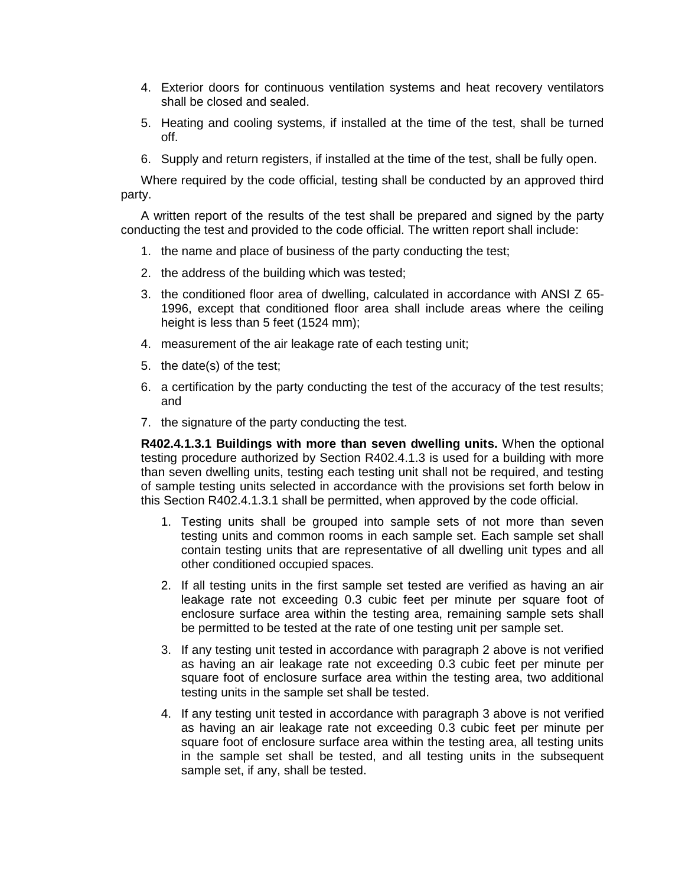4. Exterior doors for continuous ventilation systems and heat recovery ventilators shall be closed and sealed.
5. Heating and cooling systems, if installed at the time of the test, shall be turned off.
6. Supply and return registers, if installed at the time of the test, shall be fully open.

Where required by the code official, testing shall be conducted by an approved third party.

A written report of the results of the test shall be prepared and signed by the party conducting the test and provided to the code official. The written report shall include:

1. the name and place of business of the party conducting the test;
2. the address of the building which was tested;
3. the conditioned floor area of dwelling, calculated in accordance with ANSI Z 65-1996, except that conditioned floor area shall include areas where the ceiling height is less than 5 feet (1524 mm);
4. measurement of the air leakage rate of each testing unit;
5. the date(s) of the test;
6. a certification by the party conducting the test of the accuracy of the test results; and
7. the signature of the party conducting the test.

**R402.4.1.3.1 Buildings with more than seven dwelling units.** When the optional testing procedure authorized by Section R402.4.1.3 is used for a building with more than seven dwelling units, testing each testing unit shall not be required, and testing of sample testing units selected in accordance with the provisions set forth below in this Section R402.4.1.3.1 shall be permitted, when approved by the code official.

1. Testing units shall be grouped into sample sets of not more than seven testing units and common rooms in each sample set. Each sample set shall contain testing units that are representative of all dwelling unit types and all other conditioned occupied spaces.
2. If all testing units in the first sample set tested are verified as having an air leakage rate not exceeding 0.3 cubic feet per minute per square foot of enclosure surface area within the testing area, remaining sample sets shall be permitted to be tested at the rate of one testing unit per sample set.
3. If any testing unit tested in accordance with paragraph 2 above is not verified as having an air leakage rate not exceeding 0.3 cubic feet per minute per square foot of enclosure surface area within the testing area, two additional testing units in the sample set shall be tested.
4. If any testing unit tested in accordance with paragraph 3 above is not verified as having an air leakage rate not exceeding 0.3 cubic feet per minute per square foot of enclosure surface area within the testing area, all testing units in the sample set shall be tested, and all testing units in the subsequent sample set, if any, shall be tested.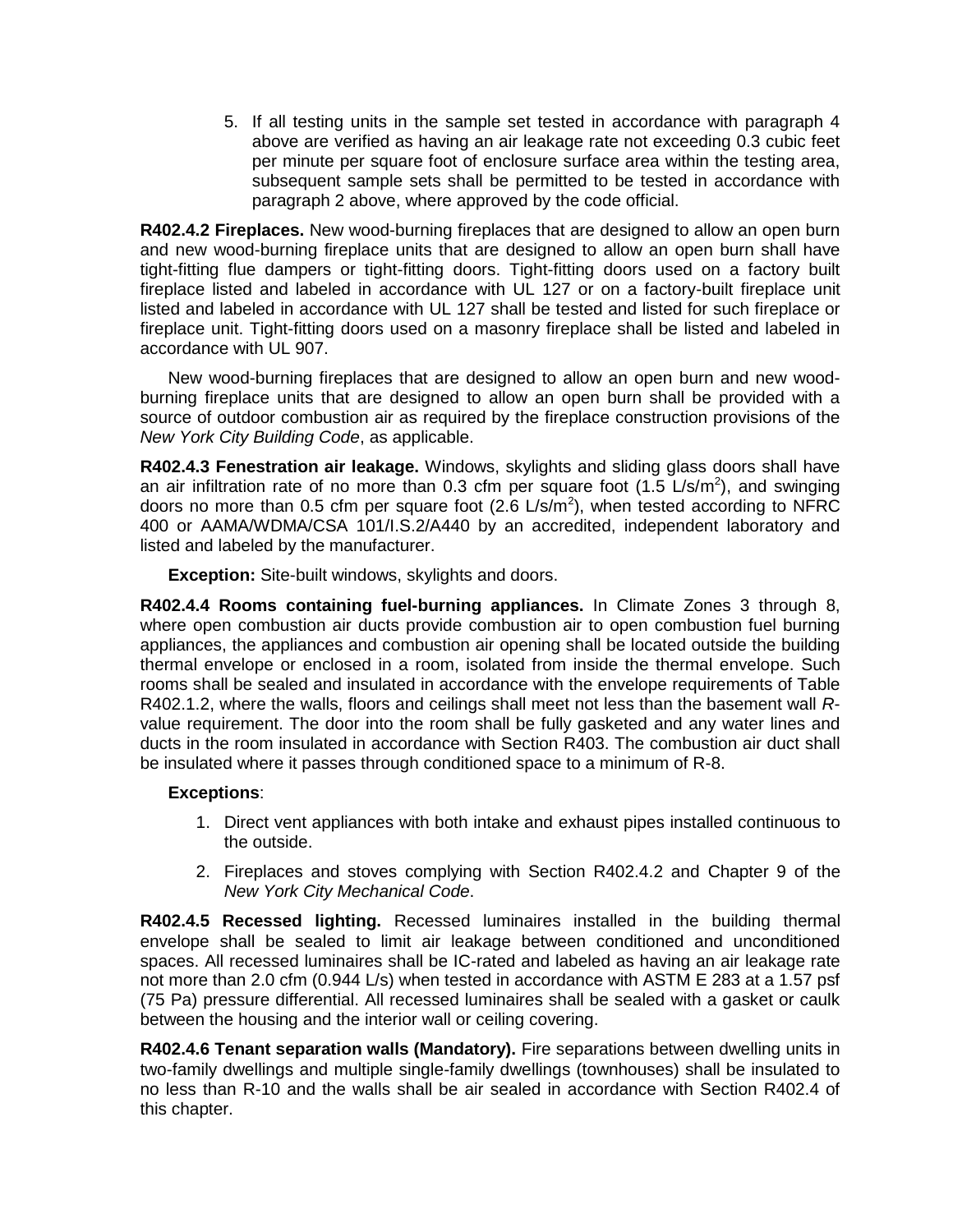5. If all testing units in the sample set tested in accordance with paragraph 4 above are verified as having an air leakage rate not exceeding 0.3 cubic feet per minute per square foot of enclosure surface area within the testing area, subsequent sample sets shall be permitted to be tested in accordance with paragraph 2 above, where approved by the code official.

**R402.4.2 Fireplaces.** New wood-burning fireplaces that are designed to allow an open burn and new wood-burning fireplace units that are designed to allow an open burn shall have tight-fitting flue dampers or tight-fitting doors. Tight-fitting doors used on a factory built fireplace listed and labeled in accordance with UL 127 or on a factory-built fireplace unit listed and labeled in accordance with UL 127 shall be tested and listed for such fireplace or fireplace unit. Tight-fitting doors used on a masonry fireplace shall be listed and labeled in accordance with UL 907.

New wood-burning fireplaces that are designed to allow an open burn and new wood-burning fireplace units that are designed to allow an open burn shall be provided with a source of outdoor combustion air as required by the fireplace construction provisions of the *New York City Building Code*, as applicable.

**R402.4.3 Fenestration air leakage.** Windows, skylights and sliding glass doors shall have an air infiltration rate of no more than 0.3 cfm per square foot (1.5 L/s/m$^2$), and swinging doors no more than 0.5 cfm per square foot (2.6 L/s/m$^2$), when tested according to NFRC 400 or AAMA/WDMA/CSA 101/I.S.2/A440 by an accredited, independent laboratory and listed and labeled by the manufacturer.

**Exception:** Site-built windows, skylights and doors.

**R402.4.4 Rooms containing fuel-burning appliances.** In Climate Zones 3 through 8, where open combustion air ducts provide combustion air to open combustion fuel burning appliances, the appliances and combustion air opening shall be located outside the building thermal envelope or enclosed in a room, isolated from inside the thermal envelope. Such rooms shall be sealed and insulated in accordance with the envelope requirements of Table R402.1.2, where the walls, floors and ceilings shall meet not less than the basement wall *R*-value requirement. The door into the room shall be fully gasketed and any water lines and ducts in the room insulated in accordance with Section R403. The combustion air duct shall be insulated where it passes through conditioned space to a minimum of R-8.

**Exceptions**:

1. Direct vent appliances with both intake and exhaust pipes installed continuous to the outside.
2. Fireplaces and stoves complying with Section R402.4.2 and Chapter 9 of the *New York City Mechanical Code*.

**R402.4.5 Recessed lighting.** Recessed luminaires installed in the building thermal envelope shall be sealed to limit air leakage between conditioned and unconditioned spaces. All recessed luminaires shall be IC-rated and labeled as having an air leakage rate not more than 2.0 cfm (0.944 L/s) when tested in accordance with ASTM E 283 at a 1.57 psf (75 Pa) pressure differential. All recessed luminaires shall be sealed with a gasket or caulk between the housing and the interior wall or ceiling covering.

**R402.4.6 Tenant separation walls (Mandatory).** Fire separations between dwelling units in two-family dwellings and multiple single-family dwellings (townhouses) shall be insulated to no less than R-10 and the walls shall be air sealed in accordance with Section R402.4 of this chapter.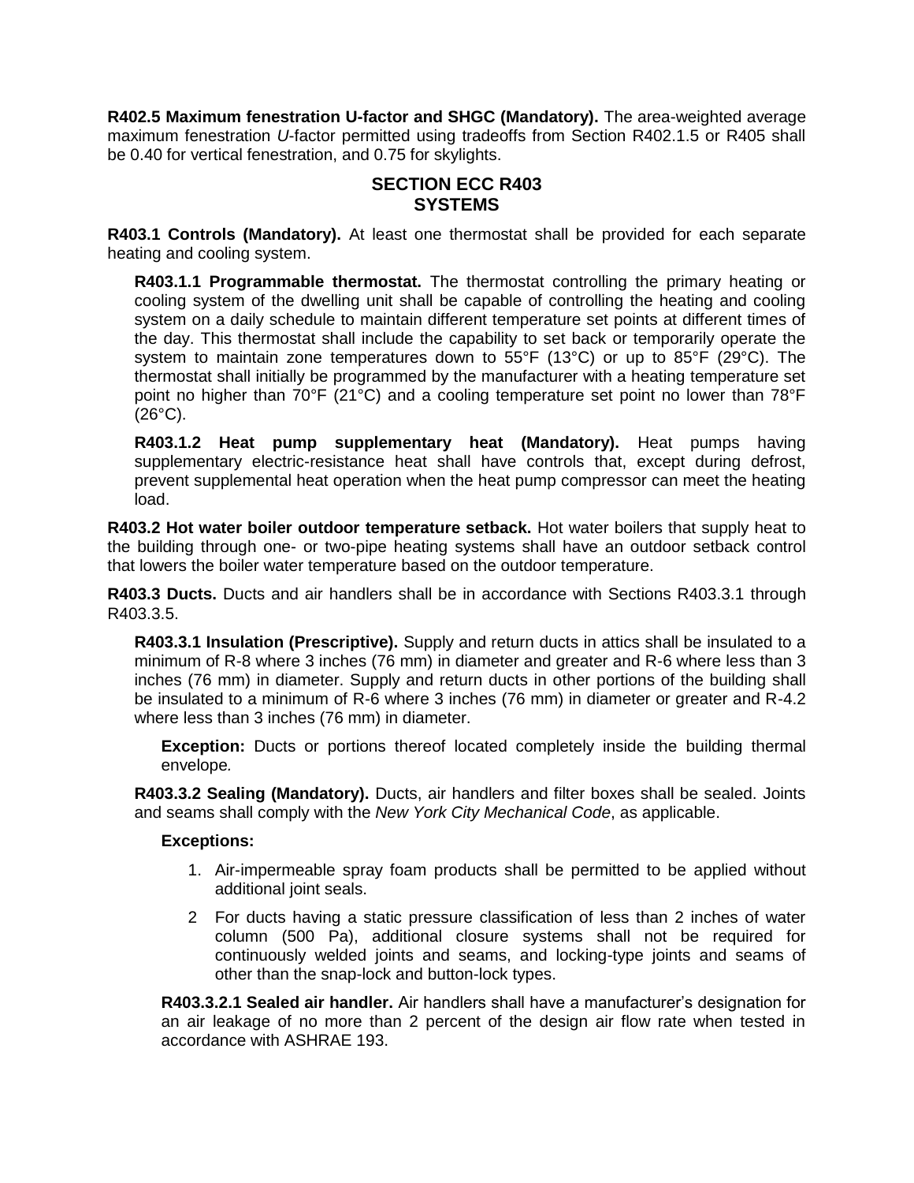**R402.5 Maximum fenestration U-factor and SHGC (Mandatory).** The area-weighted average maximum fenestration *U*-factor permitted using tradeoffs from Section R402.1.5 or R405 shall be 0.40 for vertical fenestration, and 0.75 for skylights.

## SECTION ECC R403
## SYSTEMS

**R403.1 Controls (Mandatory).** At least one thermostat shall be provided for each separate heating and cooling system.

**R403.1.1 Programmable thermostat.** The thermostat controlling the primary heating or cooling system of the dwelling unit shall be capable of controlling the heating and cooling system on a daily schedule to maintain different temperature set points at different times of the day. This thermostat shall include the capability to set back or temporarily operate the system to maintain zone temperatures down to 55°F (13°C) or up to 85°F (29°C). The thermostat shall initially be programmed by the manufacturer with a heating temperature set point no higher than 70°F (21°C) and a cooling temperature set point no lower than 78°F (26°C).

**R403.1.2 Heat pump supplementary heat (Mandatory).** Heat pumps having supplementary electric-resistance heat shall have controls that, except during defrost, prevent supplemental heat operation when the heat pump compressor can meet the heating load.

**R403.2 Hot water boiler outdoor temperature setback.** Hot water boilers that supply heat to the building through one- or two-pipe heating systems shall have an outdoor setback control that lowers the boiler water temperature based on the outdoor temperature.

**R403.3 Ducts.** Ducts and air handlers shall be in accordance with Sections R403.3.1 through R403.3.5.

**R403.3.1 Insulation (Prescriptive).** Supply and return ducts in attics shall be insulated to a minimum of R-8 where 3 inches (76 mm) in diameter and greater and R-6 where less than 3 inches (76 mm) in diameter. Supply and return ducts in other portions of the building shall be insulated to a minimum of R-6 where 3 inches (76 mm) in diameter or greater and R-4.2 where less than 3 inches (76 mm) in diameter.

**Exception:** Ducts or portions thereof located completely inside the building thermal envelope*.*

**R403.3.2 Sealing (Mandatory).** Ducts, air handlers and filter boxes shall be sealed. Joints and seams shall comply with the *New York City Mechanical Code*, as applicable.

**Exceptions:**

1. Air-impermeable spray foam products shall be permitted to be applied without additional joint seals.
2. For ducts having a static pressure classification of less than 2 inches of water column (500 Pa), additional closure systems shall not be required for continuously welded joints and seams, and locking-type joints and seams of other than the snap-lock and button-lock types.

**R403.3.2.1 Sealed air handler.** Air handlers shall have a manufacturer's designation for an air leakage of no more than 2 percent of the design air flow rate when tested in accordance with ASHRAE 193.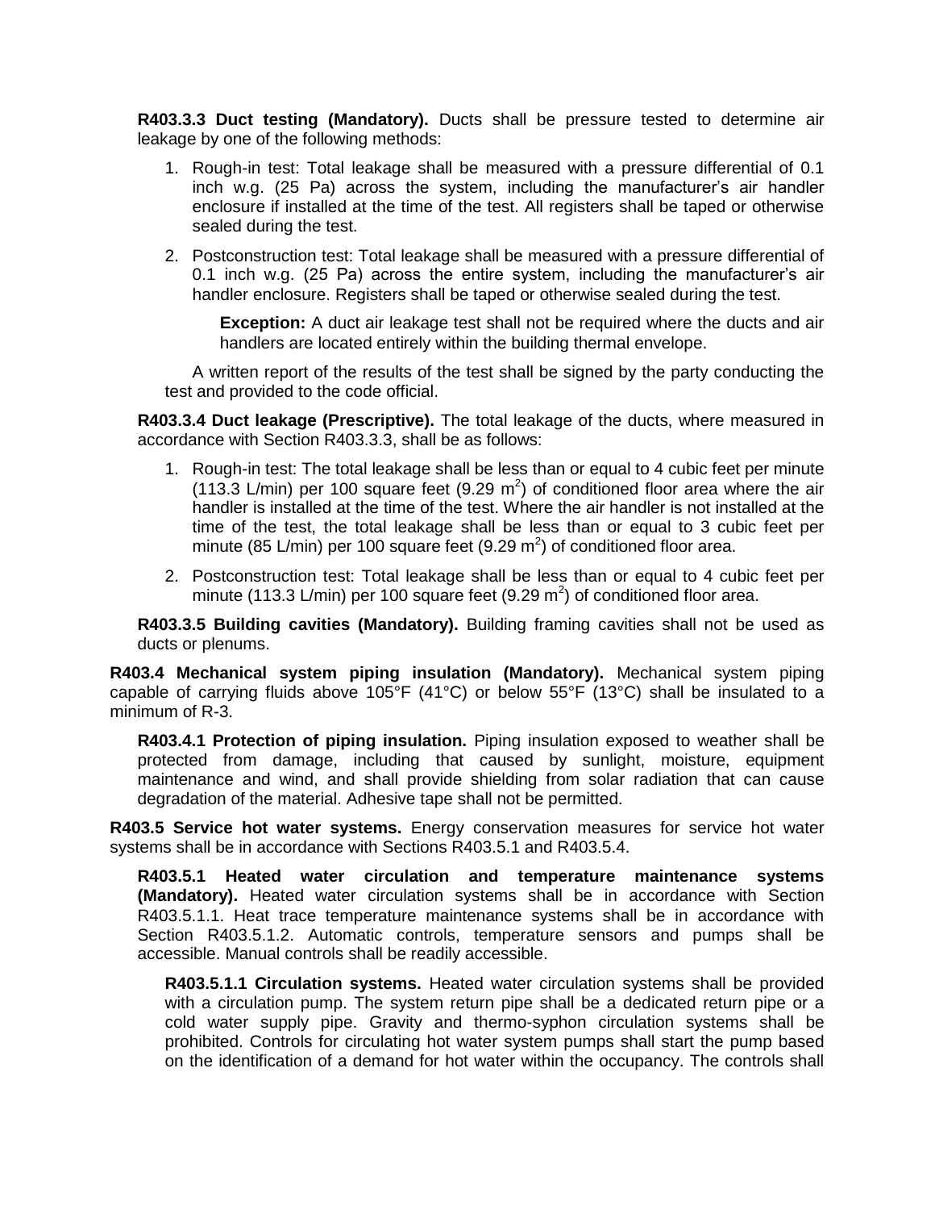**R403.3.3 Duct testing (Mandatory).** Ducts shall be pressure tested to determine air leakage by one of the following methods:

1. Rough-in test: Total leakage shall be measured with a pressure differential of 0.1 inch w.g. (25 Pa) across the system, including the manufacturer's air handler enclosure if installed at the time of the test. All registers shall be taped or otherwise sealed during the test.
2. Postconstruction test: Total leakage shall be measured with a pressure differential of 0.1 inch w.g. (25 Pa) across the entire system, including the manufacturer's air handler enclosure. Registers shall be taped or otherwise sealed during the test.

   **Exception:** A duct air leakage test shall not be required where the ducts and air handlers are located entirely within the building thermal envelope.

A written report of the results of the test shall be signed by the party conducting the test and provided to the code official.

**R403.3.4 Duct leakage (Prescriptive).** The total leakage of the ducts, where measured in accordance with Section R403.3.3, shall be as follows:

1. Rough-in test: The total leakage shall be less than or equal to 4 cubic feet per minute (113.3 L/min) per 100 square feet (9.29 $m^2$) of conditioned floor area where the air handler is installed at the time of the test. Where the air handler is not installed at the time of the test, the total leakage shall be less than or equal to 3 cubic feet per minute (85 L/min) per 100 square feet (9.29 $m^2$) of conditioned floor area.
2. Postconstruction test: Total leakage shall be less than or equal to 4 cubic feet per minute (113.3 L/min) per 100 square feet (9.29 $m^2$) of conditioned floor area.

**R403.3.5 Building cavities (Mandatory).** Building framing cavities shall not be used as ducts or plenums.

**R403.4 Mechanical system piping insulation (Mandatory).** Mechanical system piping capable of carrying fluids above 105°F (41°C) or below 55°F (13°C) shall be insulated to a minimum of R-3.

**R403.4.1 Protection of piping insulation.** Piping insulation exposed to weather shall be protected from damage, including that caused by sunlight, moisture, equipment maintenance and wind, and shall provide shielding from solar radiation that can cause degradation of the material. Adhesive tape shall not be permitted.

**R403.5 Service hot water systems.** Energy conservation measures for service hot water systems shall be in accordance with Sections R403.5.1 and R403.5.4.

**R403.5.1 Heated water circulation and temperature maintenance systems (Mandatory).** Heated water circulation systems shall be in accordance with Section R403.5.1.1. Heat trace temperature maintenance systems shall be in accordance with Section R403.5.1.2. Automatic controls, temperature sensors and pumps shall be accessible. Manual controls shall be readily accessible.

**R403.5.1.1 Circulation systems.** Heated water circulation systems shall be provided with a circulation pump. The system return pipe shall be a dedicated return pipe or a cold water supply pipe. Gravity and thermo-syphon circulation systems shall be prohibited. Controls for circulating hot water system pumps shall start the pump based on the identification of a demand for hot water within the occupancy. The controls shall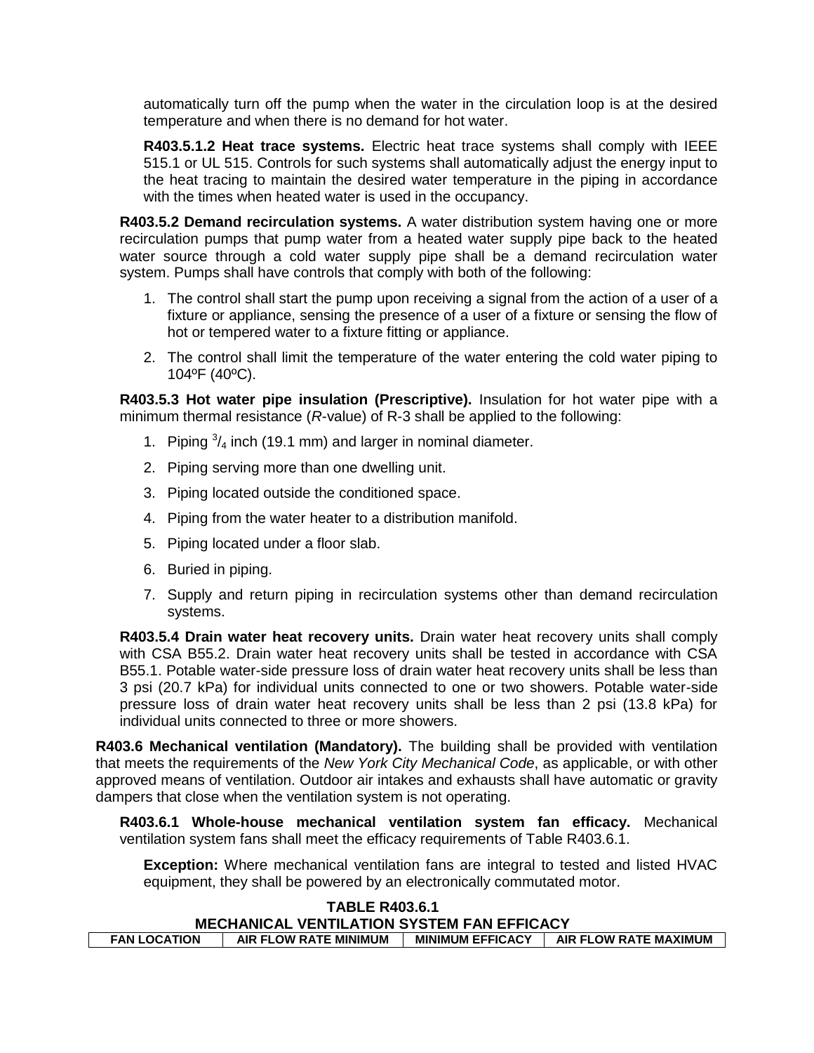automatically turn off the pump when the water in the circulation loop is at the desired temperature and when there is no demand for hot water.

**R403.5.1.2 Heat trace systems.** Electric heat trace systems shall comply with IEEE 515.1 or UL 515. Controls for such systems shall automatically adjust the energy input to the heat tracing to maintain the desired water temperature in the piping in accordance with the times when heated water is used in the occupancy.

**R403.5.2 Demand recirculation systems.** A water distribution system having one or more recirculation pumps that pump water from a heated water supply pipe back to the heated water source through a cold water supply pipe shall be a demand recirculation water system. Pumps shall have controls that comply with both of the following:

1. The control shall start the pump upon receiving a signal from the action of a user of a fixture or appliance, sensing the presence of a user of a fixture or sensing the flow of hot or tempered water to a fixture fitting or appliance.
2. The control shall limit the temperature of the water entering the cold water piping to 104ºF (40ºC).

**R403.5.3 Hot water pipe insulation (Prescriptive).** Insulation for hot water pipe with a minimum thermal resistance (*R*-value) of R-3 shall be applied to the following:

1. Piping $^{3}/_{4}$ inch (19.1 mm) and larger in nominal diameter.
2. Piping serving more than one dwelling unit.
3. Piping located outside the conditioned space.
4. Piping from the water heater to a distribution manifold.
5. Piping located under a floor slab.
6. Buried in piping.
7. Supply and return piping in recirculation systems other than demand recirculation systems.

**R403.5.4 Drain water heat recovery units.** Drain water heat recovery units shall comply with CSA B55.2. Drain water heat recovery units shall be tested in accordance with CSA B55.1. Potable water-side pressure loss of drain water heat recovery units shall be less than 3 psi (20.7 kPa) for individual units connected to one or two showers. Potable water-side pressure loss of drain water heat recovery units shall be less than 2 psi (13.8 kPa) for individual units connected to three or more showers.

**R403.6 Mechanical ventilation (Mandatory).** The building shall be provided with ventilation that meets the requirements of the *New York City Mechanical Code*, as applicable, or with other approved means of ventilation. Outdoor air intakes and exhausts shall have automatic or gravity dampers that close when the ventilation system is not operating.

**R403.6.1 Whole-house mechanical ventilation system fan efficacy.** Mechanical ventilation system fans shall meet the efficacy requirements of Table R403.6.1.

**Exception:** Where mechanical ventilation fans are integral to tested and listed HVAC equipment, they shall be powered by an electronically commutated motor.

**TABLE R403.6.1**
**MECHANICAL VENTILATION SYSTEM FAN EFFICACY**

| FAN LOCATION | AIR FLOW RATE MINIMUM | MINIMUM EFFICACY | AIR FLOW RATE MAXIMUM |
|---|---|---|---|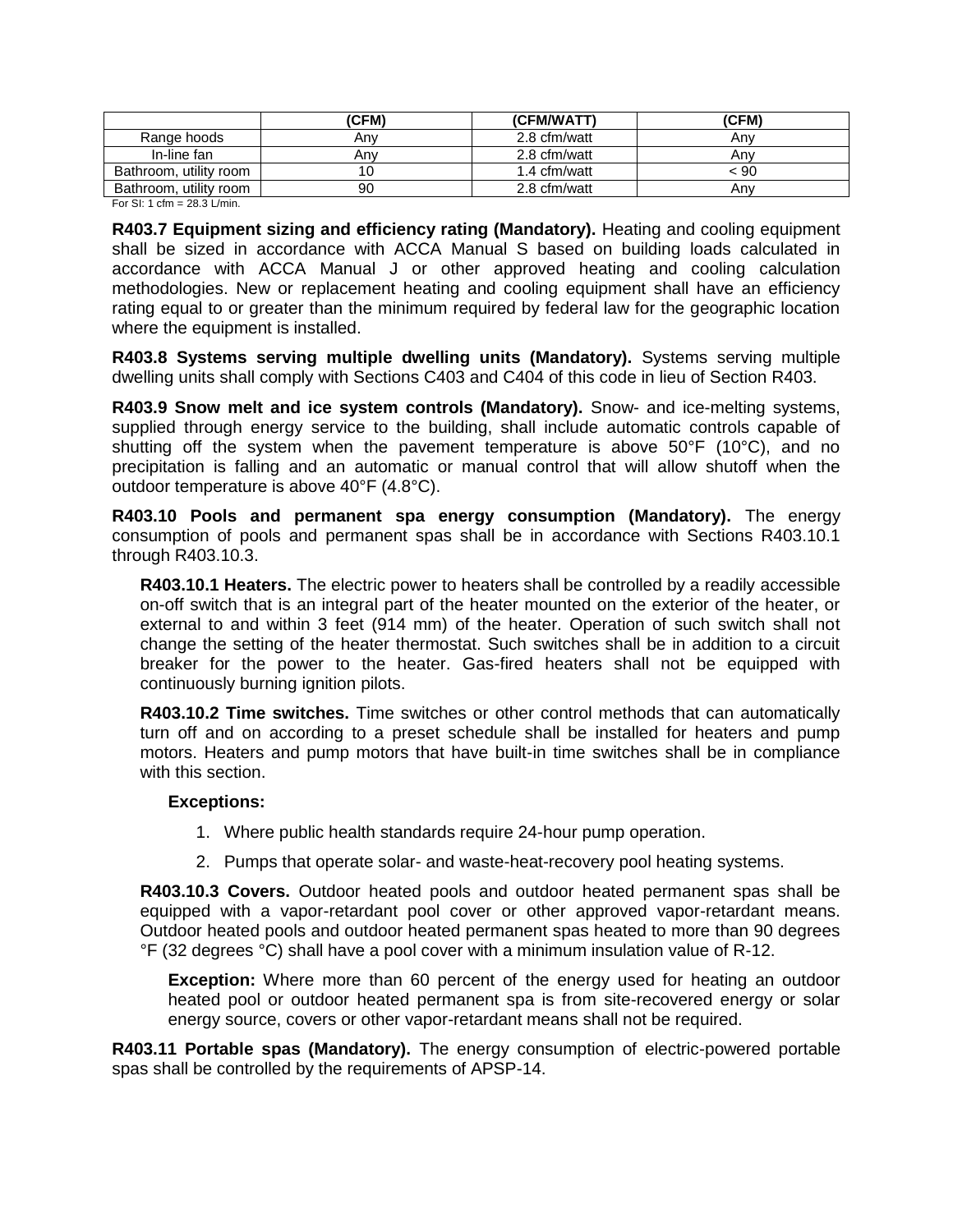|  | (CFM) | (CFM/WATT) | (CFM) |
|---|---|---|---|
| Range hoods | Any | 2.8 cfm/watt | Any |
| In-line fan | Any | 2.8 cfm/watt | Any |
| Bathroom, utility room | 10 | 1.4 cfm/watt | < 90 |
| Bathroom, utility room | 90 | 2.8 cfm/watt | Any |

For SI: 1 cfm = 28.3 L/min.

**R403.7 Equipment sizing and efficiency rating (Mandatory).** Heating and cooling equipment shall be sized in accordance with ACCA Manual S based on building loads calculated in accordance with ACCA Manual J or other approved heating and cooling calculation methodologies. New or replacement heating and cooling equipment shall have an efficiency rating equal to or greater than the minimum required by federal law for the geographic location where the equipment is installed.

**R403.8 Systems serving multiple dwelling units (Mandatory).** Systems serving multiple dwelling units shall comply with Sections C403 and C404 of this code in lieu of Section R403.

**R403.9 Snow melt and ice system controls (Mandatory).** Snow- and ice-melting systems, supplied through energy service to the building, shall include automatic controls capable of shutting off the system when the pavement temperature is above 50°F (10°C), and no precipitation is falling and an automatic or manual control that will allow shutoff when the outdoor temperature is above 40°F (4.8°C).

**R403.10 Pools and permanent spa energy consumption (Mandatory).** The energy consumption of pools and permanent spas shall be in accordance with Sections R403.10.1 through R403.10.3.

**R403.10.1 Heaters.** The electric power to heaters shall be controlled by a readily accessible on-off switch that is an integral part of the heater mounted on the exterior of the heater, or external to and within 3 feet (914 mm) of the heater. Operation of such switch shall not change the setting of the heater thermostat. Such switches shall be in addition to a circuit breaker for the power to the heater. Gas-fired heaters shall not be equipped with continuously burning ignition pilots.

**R403.10.2 Time switches.** Time switches or other control methods that can automatically turn off and on according to a preset schedule shall be installed for heaters and pump motors. Heaters and pump motors that have built-in time switches shall be in compliance with this section.

**Exceptions:**

1. Where public health standards require 24-hour pump operation.
2. Pumps that operate solar- and waste-heat-recovery pool heating systems.

**R403.10.3 Covers.** Outdoor heated pools and outdoor heated permanent spas shall be equipped with a vapor-retardant pool cover or other approved vapor-retardant means. Outdoor heated pools and outdoor heated permanent spas heated to more than 90 degrees °F (32 degrees °C) shall have a pool cover with a minimum insulation value of R-12.

**Exception:** Where more than 60 percent of the energy used for heating an outdoor heated pool or outdoor heated permanent spa is from site-recovered energy or solar energy source, covers or other vapor-retardant means shall not be required.

**R403.11 Portable spas (Mandatory).** The energy consumption of electric-powered portable spas shall be controlled by the requirements of APSP-14.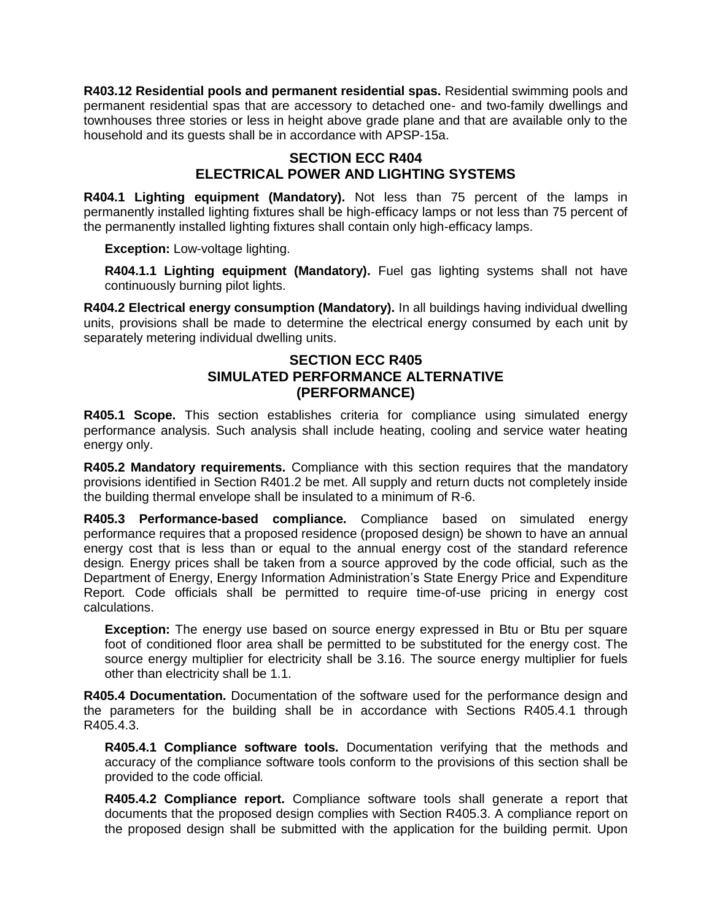**R403.12 Residential pools and permanent residential spas.** Residential swimming pools and permanent residential spas that are accessory to detached one- and two-family dwellings and townhouses three stories or less in height above grade plane and that are available only to the household and its guests shall be in accordance with APSP-15a.

## SECTION ECC R404
## ELECTRICAL POWER AND LIGHTING SYSTEMS

**R404.1 Lighting equipment (Mandatory).** Not less than 75 percent of the lamps in permanently installed lighting fixtures shall be high-efficacy lamps or not less than 75 percent of the permanently installed lighting fixtures shall contain only high-efficacy lamps.

**Exception:** Low-voltage lighting.

**R404.1.1 Lighting equipment (Mandatory).** Fuel gas lighting systems shall not have continuously burning pilot lights.

**R404.2 Electrical energy consumption (Mandatory).** In all buildings having individual dwelling units, provisions shall be made to determine the electrical energy consumed by each unit by separately metering individual dwelling units.

## SECTION ECC R405
## SIMULATED PERFORMANCE ALTERNATIVE
## (PERFORMANCE)

**R405.1 Scope.** This section establishes criteria for compliance using simulated energy performance analysis. Such analysis shall include heating, cooling and service water heating energy only.

**R405.2 Mandatory requirements.** Compliance with this section requires that the mandatory provisions identified in Section R401.2 be met. All supply and return ducts not completely inside the building thermal envelope shall be insulated to a minimum of R-6.

**R405.3 Performance-based compliance.** Compliance based on simulated energy performance requires that a proposed residence (proposed design) be shown to have an annual energy cost that is less than or equal to the annual energy cost of the standard reference design. Energy prices shall be taken from a source approved by the code official, such as the Department of Energy, Energy Information Administration's State Energy Price and Expenditure Report. Code officials shall be permitted to require time-of-use pricing in energy cost calculations.

**Exception:** The energy use based on source energy expressed in Btu or Btu per square foot of conditioned floor area shall be permitted to be substituted for the energy cost. The source energy multiplier for electricity shall be 3.16. The source energy multiplier for fuels other than electricity shall be 1.1.

**R405.4 Documentation.** Documentation of the software used for the performance design and the parameters for the building shall be in accordance with Sections R405.4.1 through R405.4.3.

**R405.4.1 Compliance software tools.** Documentation verifying that the methods and accuracy of the compliance software tools conform to the provisions of this section shall be provided to the code official.

**R405.4.2 Compliance report.** Compliance software tools shall generate a report that documents that the proposed design complies with Section R405.3. A compliance report on the proposed design shall be submitted with the application for the building permit. Upon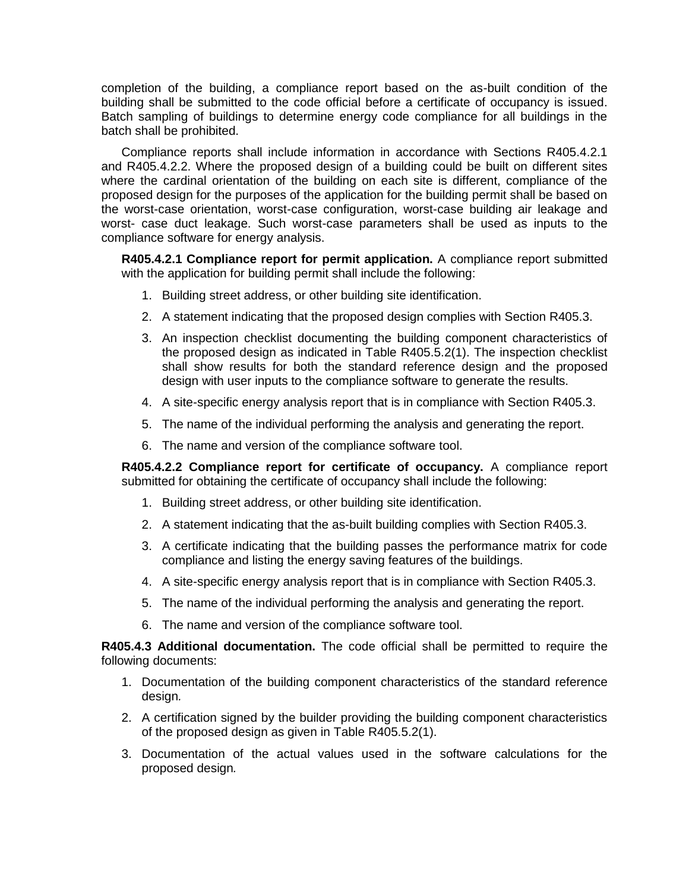completion of the building, a compliance report based on the as-built condition of the building shall be submitted to the code official before a certificate of occupancy is issued. Batch sampling of buildings to determine energy code compliance for all buildings in the batch shall be prohibited.

Compliance reports shall include information in accordance with Sections R405.4.2.1 and R405.4.2.2. Where the proposed design of a building could be built on different sites where the cardinal orientation of the building on each site is different, compliance of the proposed design for the purposes of the application for the building permit shall be based on the worst-case orientation, worst-case configuration, worst-case building air leakage and worst- case duct leakage. Such worst-case parameters shall be used as inputs to the compliance software for energy analysis.

**R405.4.2.1 Compliance report for permit application.** A compliance report submitted with the application for building permit shall include the following:

1. Building street address, or other building site identification.
2. A statement indicating that the proposed design complies with Section R405.3.
3. An inspection checklist documenting the building component characteristics of the proposed design as indicated in Table R405.5.2(1). The inspection checklist shall show results for both the standard reference design and the proposed design with user inputs to the compliance software to generate the results.
4. A site-specific energy analysis report that is in compliance with Section R405.3.
5. The name of the individual performing the analysis and generating the report.
6. The name and version of the compliance software tool.

**R405.4.2.2 Compliance report for certificate of occupancy.** A compliance report submitted for obtaining the certificate of occupancy shall include the following:

1. Building street address, or other building site identification.
2. A statement indicating that the as-built building complies with Section R405.3.
3. A certificate indicating that the building passes the performance matrix for code compliance and listing the energy saving features of the buildings.
4. A site-specific energy analysis report that is in compliance with Section R405.3.
5. The name of the individual performing the analysis and generating the report.
6. The name and version of the compliance software tool.

**R405.4.3 Additional documentation.** The code official shall be permitted to require the following documents:

1. Documentation of the building component characteristics of the standard reference design.
2. A certification signed by the builder providing the building component characteristics of the proposed design as given in Table R405.5.2(1).
3. Documentation of the actual values used in the software calculations for the proposed design.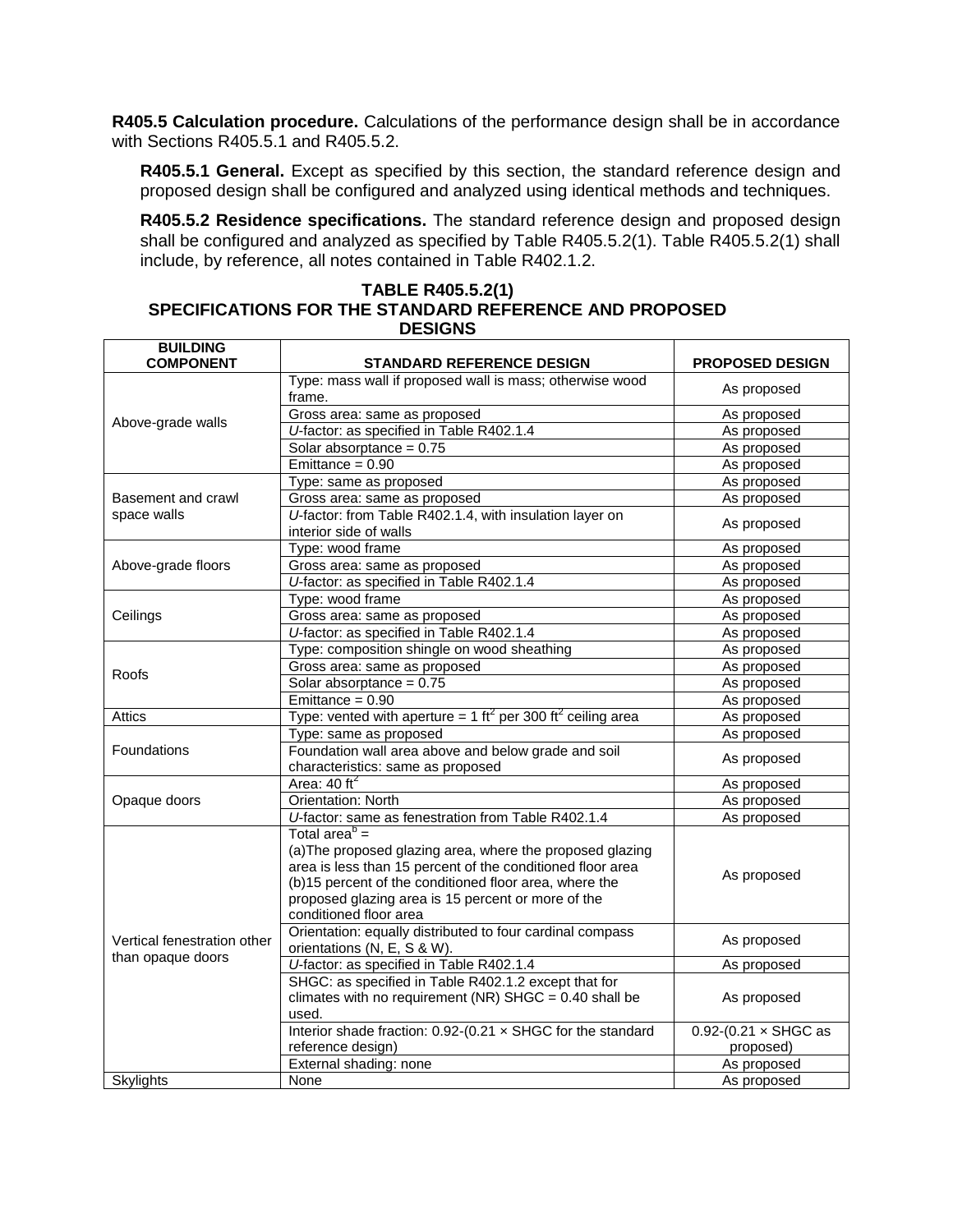**R405.5 Calculation procedure.** Calculations of the performance design shall be in accordance with Sections R405.5.1 and R405.5.2.

**R405.5.1 General.** Except as specified by this section, the standard reference design and proposed design shall be configured and analyzed using identical methods and techniques.

**R405.5.2 Residence specifications.** The standard reference design and proposed design shall be configured and analyzed as specified by Table R405.5.2(1). Table R405.5.2(1) shall include, by reference, all notes contained in Table R402.1.2.

**TABLE R405.5.2(1)**
**SPECIFICATIONS FOR THE STANDARD REFERENCE AND PROPOSED DESIGNS**

| BUILDING COMPONENT | STANDARD REFERENCE DESIGN | PROPOSED DESIGN |
|---|---|---|
| Above-grade walls | Type: mass wall if proposed wall is mass; otherwise wood frame. | As proposed |
| | Gross area: same as proposed | As proposed |
| | *U*-factor: as specified in Table R402.1.4 | As proposed |
| | Solar absorptance = 0.75 | As proposed |
| | Emittance = 0.90 | As proposed |
| Basement and crawl space walls | Type: same as proposed | As proposed |
| | Gross area: same as proposed | As proposed |
| | *U*-factor: from Table R402.1.4, with insulation layer on interior side of walls | As proposed |
| Above-grade floors | Type: wood frame | As proposed |
| | Gross area: same as proposed | As proposed |
| | *U*-factor: as specified in Table R402.1.4 | As proposed |
| Ceilings | Type: wood frame | As proposed |
| | Gross area: same as proposed | As proposed |
| | *U*-factor: as specified in Table R402.1.4 | As proposed |
| Roofs | Type: composition shingle on wood sheathing | As proposed |
| | Gross area: same as proposed | As proposed |
| | Solar absorptance = 0.75 | As proposed |
| | Emittance = 0.90 | As proposed |
| Attics | Type: vented with aperture = 1 $ft^2$ per 300 $ft^2$ ceiling area | As proposed |
| Foundations | Type: same as proposed | As proposed |
| | Foundation wall area above and below grade and soil characteristics: same as proposed | As proposed |
| Opaque doors | Area: 40 $ft^2$ | As proposed |
| | Orientation: North | As proposed |
| | *U*-factor: same as fenestration from Table R402.1.4 | As proposed |
| Vertical fenestration other than opaque doors | Total area[b] = (a)The proposed glazing area, where the proposed glazing area is less than 15 percent of the conditioned floor area (b)15 percent of the conditioned floor area, where the proposed glazing area is 15 percent or more of the conditioned floor area | As proposed |
| | Orientation: equally distributed to four cardinal compass orientations (N, E, S & W). | As proposed |
| | *U*-factor: as specified in Table R402.1.4 | As proposed |
| | SHGC: as specified in Table R402.1.2 except that for climates with no requirement (NR) SHGC = 0.40 shall be used. | As proposed |
| | Interior shade fraction: 0.92-(0.21 × SHGC for the standard reference design) | 0.92-(0.21 × SHGC as proposed) |
| | External shading: none | As proposed |
| Skylights | None | As proposed |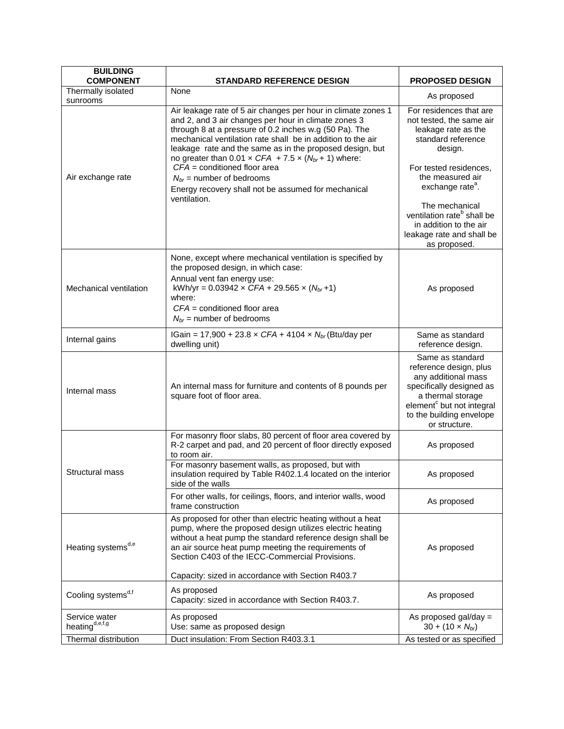| BUILDING COMPONENT | STANDARD REFERENCE DESIGN | PROPOSED DESIGN |
|---|---|---|
| Thermally isolated sunrooms | None | As proposed |
| Air exchange rate | Air leakage rate of 5 air changes per hour in climate zones 1 and 2, and 3 air changes per hour in climate zones 3 through 8 at a pressure of 0.2 inches w.g (50 Pa). The mechanical ventilation rate shall be in addition to the air leakage rate and the same as in the proposed design, but no greater than $0.01 \times CFA + 7.5 \times (N_{br} + 1)$ where: $CFA$ = conditioned floor area $N_{br}$ = number of bedrooms Energy recovery shall not be assumed for mechanical ventilation. | For residences that are not tested, the same air leakage rate as the standard reference design. For tested residences, the measured air exchange rate[a]. The mechanical ventilation rate[b] shall be in addition to the air leakage rate and shall be as proposed. |
| Mechanical ventilation | None, except where mechanical ventilation is specified by the proposed design, in which case: Annual vent fan energy use: kWh/yr = $0.03942 \times CFA + 29.565 \times (N_{br} + 1)$ where: $CFA$ = conditioned floor area $N_{br}$ = number of bedrooms | As proposed |
| Internal gains | IGain = $17{,}900 + 23.8 \times CFA + 4104 \times N_{br}$ (Btu/day per dwelling unit) | Same as standard reference design. |
| Internal mass | An internal mass for furniture and contents of 8 pounds per square foot of floor area. | Same as standard reference design, plus any additional mass specifically designed as a thermal storage element[c] but not integral to the building envelope or structure. |
| Structural mass | For masonry floor slabs, 80 percent of floor area covered by R-2 carpet and pad, and 20 percent of floor directly exposed to room air. | As proposed |
| | For masonry basement walls, as proposed, but with insulation required by Table R402.1.4 located on the interior side of the walls | As proposed |
| | For other walls, for ceilings, floors, and interior walls, wood frame construction | As proposed |
| Heating systems[d,e] | As proposed for other than electric heating without a heat pump, where the proposed design utilizes electric heating without a heat pump the standard reference design shall be an air source heat pump meeting the requirements of Section C403 of the IECC-Commercial Provisions. Capacity: sized in accordance with Section R403.7 | As proposed |
| Cooling systems[d,f] | As proposed Capacity: sized in accordance with Section R403.7. | As proposed |
| Service water heating[d,e,f,g] | As proposed Use: same as proposed design | As proposed gal/day = $30 + (10 \times N_{br})$ |
| Thermal distribution | Duct insulation: From Section R403.3.1 | As tested or as specified |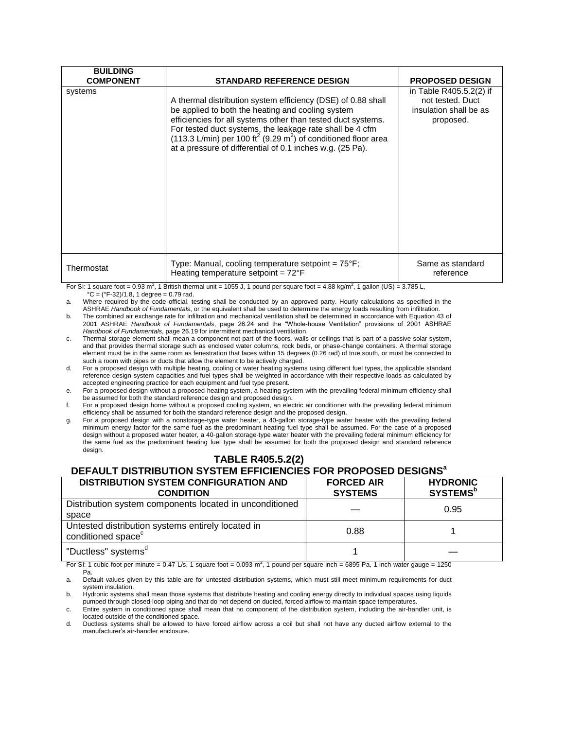| BUILDING COMPONENT | STANDARD REFERENCE DESIGN | PROPOSED DESIGN |
|---|---|---|
| systems | A thermal distribution system efficiency (DSE) of 0.88 shall be applied to both the heating and cooling system efficiencies for all systems other than tested duct systems. For tested duct systems, the leakage rate shall be 4 cfm (113.3 L/min) per 100 $ft^2$ (9.29 $m^2$) of conditioned floor area at a pressure of differential of 0.1 inches w.g. (25 Pa). | in Table R405.5.2(2) if not tested. Duct insulation shall be as proposed. |
| Thermostat | Type: Manual, cooling temperature setpoint = 75°F; Heating temperature setpoint = 72°F | Same as standard reference |

For SI: 1 square foot = 0.93 $m^2$, 1 British thermal unit = 1055 J, 1 pound per square foot = 4.88 $kg/m^2$, 1 gallon (US) = 3.785 L, °C = (°F-32)/1.8, 1 degree = 0.79 rad.

a. Where required by the code official, testing shall be conducted by an approved party. Hourly calculations as specified in the ASHRAE *Handbook of Fundamentals*, or the equivalent shall be used to determine the energy loads resulting from infiltration.

b. The combined air exchange rate for infiltration and mechanical ventilation shall be determined in accordance with Equation 43 of 2001 ASHRAE *Handbook of Fundamentals*, page 26.24 and the "Whole-house Ventilation" provisions of 2001 ASHRAE *Handbook of Fundamentals*, page 26.19 for intermittent mechanical ventilation.

c. Thermal storage element shall mean a component not part of the floors, walls or ceilings that is part of a passive solar system, and that provides thermal storage such as enclosed water columns, rock beds, or phase-change containers. A thermal storage element must be in the same room as fenestration that faces within 15 degrees (0.26 rad) of true south, or must be connected to such a room with pipes or ducts that allow the element to be actively charged.

d. For a proposed design with multiple heating, cooling or water heating systems using different fuel types, the applicable standard reference design system capacities and fuel types shall be weighted in accordance with their respective loads as calculated by accepted engineering practice for each equipment and fuel type present.

e. For a proposed design without a proposed heating system, a heating system with the prevailing federal minimum efficiency shall be assumed for both the standard reference design and proposed design.

f. For a proposed design home without a proposed cooling system, an electric air conditioner with the prevailing federal minimum efficiency shall be assumed for both the standard reference design and the proposed design.

g. For a proposed design with a nonstorage-type water heater, a 40-gallon storage-type water heater with the prevailing federal minimum energy factor for the same fuel as the predominant heating fuel type shall be assumed. For the case of a proposed design without a proposed water heater, a 40-gallon storage-type water heater with the prevailing federal minimum efficiency for the same fuel as the predominant heating fuel type shall be assumed for both the proposed design and standard reference design.

## TABLE R405.5.2(2)
## DEFAULT DISTRIBUTION SYSTEM EFFICIENCIES FOR PROPOSED DESIGNS[a]

| DISTRIBUTION SYSTEM CONFIGURATION AND CONDITION | FORCED AIR SYSTEMS | HYDRONIC SYSTEMS[b] |
|---|---|---|
| Distribution system components located in unconditioned space | — | 0.95 |
| Untested distribution systems entirely located in conditioned space[c] | 0.88 | 1 |
| "Ductless" systems[d] | 1 | — |

For SI: 1 cubic foot per minute = 0.47 L/s, 1 square foot = 0.093 $m^2$, 1 pound per square inch = 6895 Pa, 1 inch water gauge = 1250 Pa.

a. Default values given by this table are for untested distribution systems, which must still meet minimum requirements for duct system insulation.

b. Hydronic systems shall mean those systems that distribute heating and cooling energy directly to individual spaces using liquids pumped through closed-loop piping and that do not depend on ducted, forced airflow to maintain space temperatures.

c. Entire system in conditioned space shall mean that no component of the distribution system, including the air-handler unit, is located outside of the conditioned space.

d. Ductless systems shall be allowed to have forced airflow across a coil but shall not have any ducted airflow external to the manufacturer's air-handler enclosure.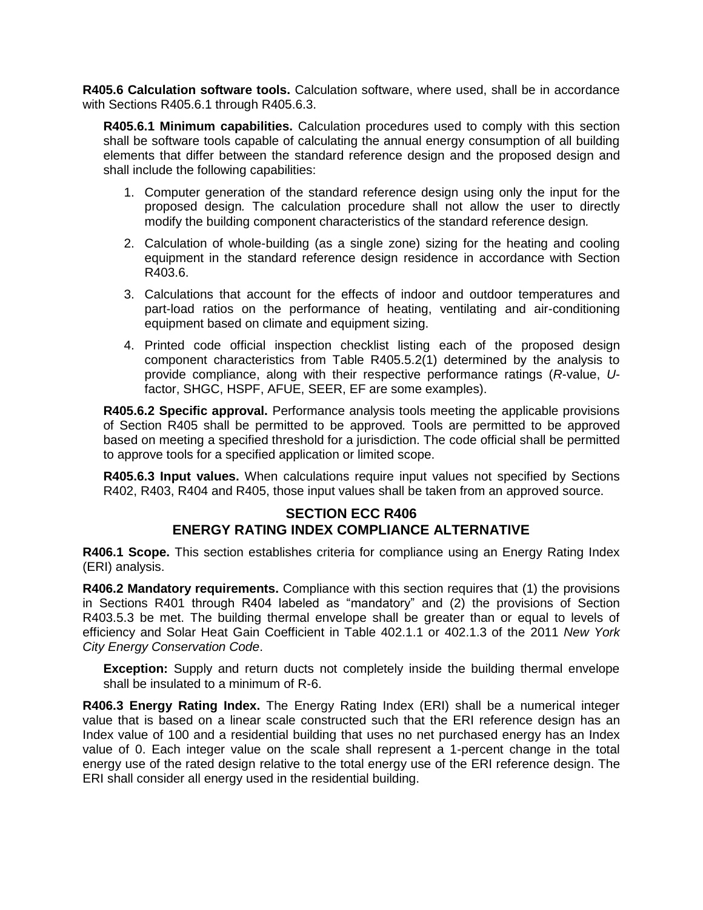**R405.6 Calculation software tools.** Calculation software, where used, shall be in accordance with Sections R405.6.1 through R405.6.3.

**R405.6.1 Minimum capabilities.** Calculation procedures used to comply with this section shall be software tools capable of calculating the annual energy consumption of all building elements that differ between the standard reference design and the proposed design and shall include the following capabilities:

1. Computer generation of the standard reference design using only the input for the proposed design*.* The calculation procedure shall not allow the user to directly modify the building component characteristics of the standard reference design*.*
2. Calculation of whole-building (as a single zone) sizing for the heating and cooling equipment in the standard reference design residence in accordance with Section R403.6.
3. Calculations that account for the effects of indoor and outdoor temperatures and part-load ratios on the performance of heating, ventilating and air-conditioning equipment based on climate and equipment sizing.
4. Printed code official inspection checklist listing each of the proposed design component characteristics from Table R405.5.2(1) determined by the analysis to provide compliance, along with their respective performance ratings (*R*-value, *U*-factor, SHGC, HSPF, AFUE, SEER, EF are some examples).

**R405.6.2 Specific approval.** Performance analysis tools meeting the applicable provisions of Section R405 shall be permitted to be approved*.* Tools are permitted to be approved based on meeting a specified threshold for a jurisdiction. The code official shall be permitted to approve tools for a specified application or limited scope.

**R405.6.3 Input values.** When calculations require input values not specified by Sections R402, R403, R404 and R405, those input values shall be taken from an approved source.

## SECTION ECC R406
## ENERGY RATING INDEX COMPLIANCE ALTERNATIVE

**R406.1 Scope.** This section establishes criteria for compliance using an Energy Rating Index (ERI) analysis.

**R406.2 Mandatory requirements.** Compliance with this section requires that (1) the provisions in Sections R401 through R404 labeled as "mandatory" and (2) the provisions of Section R403.5.3 be met. The building thermal envelope shall be greater than or equal to levels of efficiency and Solar Heat Gain Coefficient in Table 402.1.1 or 402.1.3 of the 2011 *New York City Energy Conservation Code*.

**Exception:** Supply and return ducts not completely inside the building thermal envelope shall be insulated to a minimum of R-6.

**R406.3 Energy Rating Index.** The Energy Rating Index (ERI) shall be a numerical integer value that is based on a linear scale constructed such that the ERI reference design has an Index value of 100 and a residential building that uses no net purchased energy has an Index value of 0. Each integer value on the scale shall represent a 1-percent change in the total energy use of the rated design relative to the total energy use of the ERI reference design. The ERI shall consider all energy used in the residential building.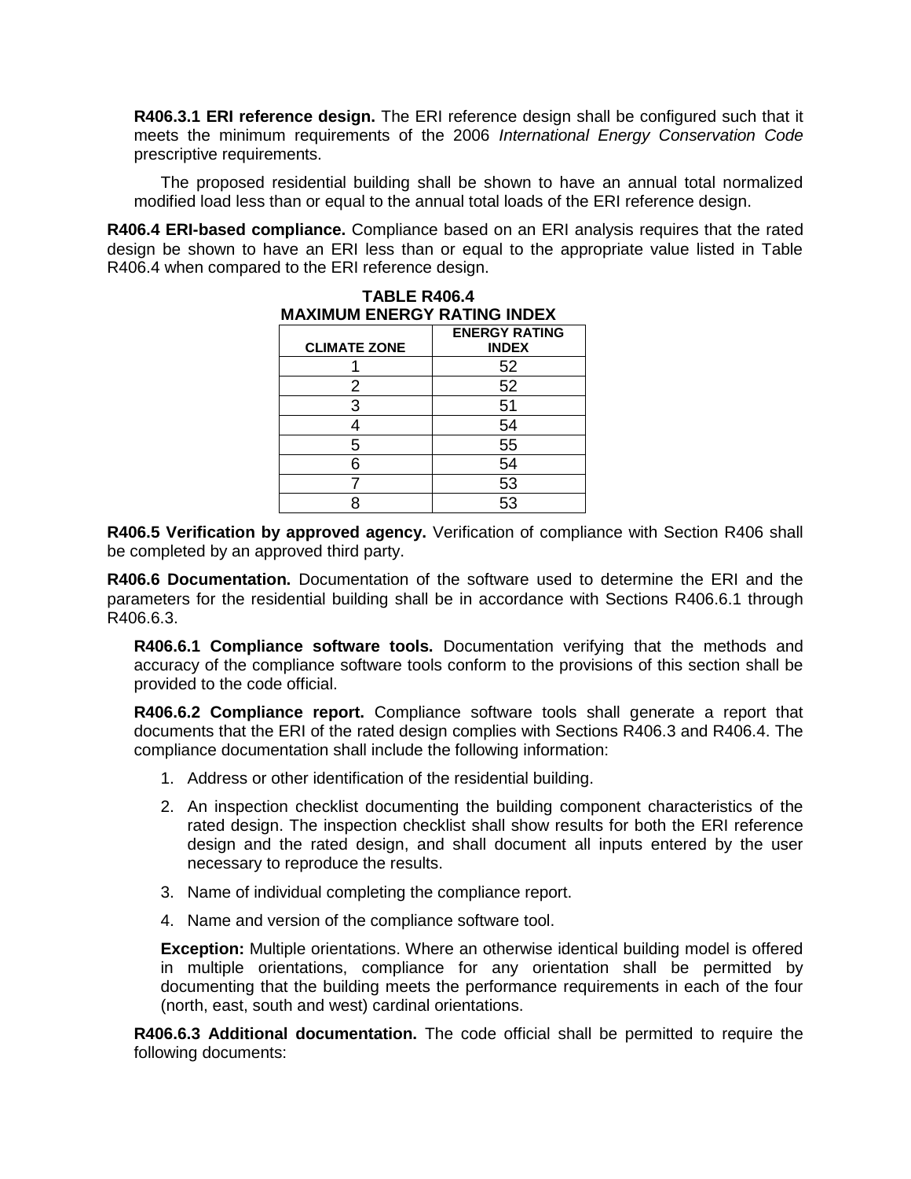**R406.3.1 ERI reference design.** The ERI reference design shall be configured such that it meets the minimum requirements of the 2006 *International Energy Conservation Code* prescriptive requirements.

The proposed residential building shall be shown to have an annual total normalized modified load less than or equal to the annual total loads of the ERI reference design.

**R406.4 ERI-based compliance.** Compliance based on an ERI analysis requires that the rated design be shown to have an ERI less than or equal to the appropriate value listed in Table R406.4 when compared to the ERI reference design.

**TABLE R406.4**
**MAXIMUM ENERGY RATING INDEX**

| CLIMATE ZONE | ENERGY RATING INDEX |
|---|---|
| 1 | 52 |
| 2 | 52 |
| 3 | 51 |
| 4 | 54 |
| 5 | 55 |
| 6 | 54 |
| 7 | 53 |
| 8 | 53 |

**R406.5 Verification by approved agency.** Verification of compliance with Section R406 shall be completed by an approved third party.

**R406.6 Documentation.** Documentation of the software used to determine the ERI and the parameters for the residential building shall be in accordance with Sections R406.6.1 through R406.6.3.

**R406.6.1 Compliance software tools.** Documentation verifying that the methods and accuracy of the compliance software tools conform to the provisions of this section shall be provided to the code official.

**R406.6.2 Compliance report.** Compliance software tools shall generate a report that documents that the ERI of the rated design complies with Sections R406.3 and R406.4. The compliance documentation shall include the following information:

1. Address or other identification of the residential building.
2. An inspection checklist documenting the building component characteristics of the rated design. The inspection checklist shall show results for both the ERI reference design and the rated design, and shall document all inputs entered by the user necessary to reproduce the results.
3. Name of individual completing the compliance report.
4. Name and version of the compliance software tool.

**Exception:** Multiple orientations. Where an otherwise identical building model is offered in multiple orientations, compliance for any orientation shall be permitted by documenting that the building meets the performance requirements in each of the four (north, east, south and west) cardinal orientations.

**R406.6.3 Additional documentation.** The code official shall be permitted to require the following documents: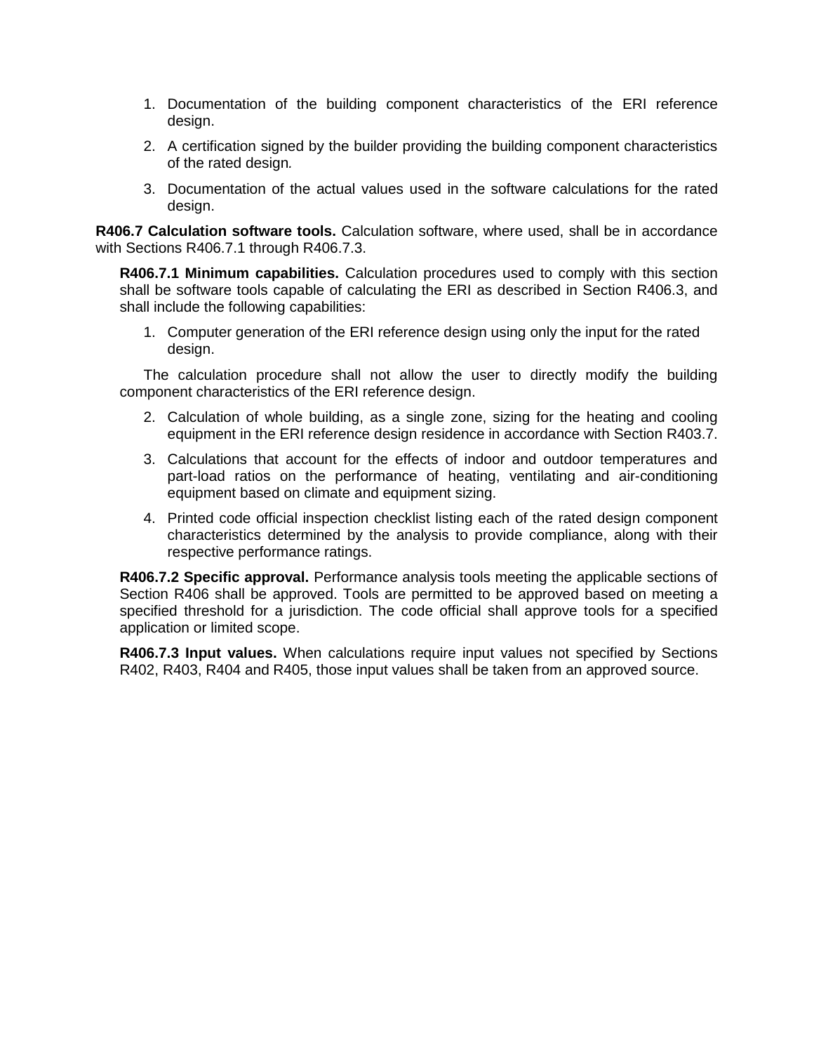1. Documentation of the building component characteristics of the ERI reference design.
2. A certification signed by the builder providing the building component characteristics of the rated design*.*
3. Documentation of the actual values used in the software calculations for the rated design.

**R406.7 Calculation software tools.** Calculation software, where used, shall be in accordance with Sections R406.7.1 through R406.7.3.

**R406.7.1 Minimum capabilities.** Calculation procedures used to comply with this section shall be software tools capable of calculating the ERI as described in Section R406.3, and shall include the following capabilities:

1. Computer generation of the ERI reference design using only the input for the rated design.

The calculation procedure shall not allow the user to directly modify the building component characteristics of the ERI reference design.

2. Calculation of whole building, as a single zone, sizing for the heating and cooling equipment in the ERI reference design residence in accordance with Section R403.7.
3. Calculations that account for the effects of indoor and outdoor temperatures and part-load ratios on the performance of heating, ventilating and air-conditioning equipment based on climate and equipment sizing.
4. Printed code official inspection checklist listing each of the rated design component characteristics determined by the analysis to provide compliance, along with their respective performance ratings.

**R406.7.2 Specific approval.** Performance analysis tools meeting the applicable sections of Section R406 shall be approved. Tools are permitted to be approved based on meeting a specified threshold for a jurisdiction. The code official shall approve tools for a specified application or limited scope.

**R406.7.3 Input values.** When calculations require input values not specified by Sections R402, R403, R404 and R405, those input values shall be taken from an approved source.